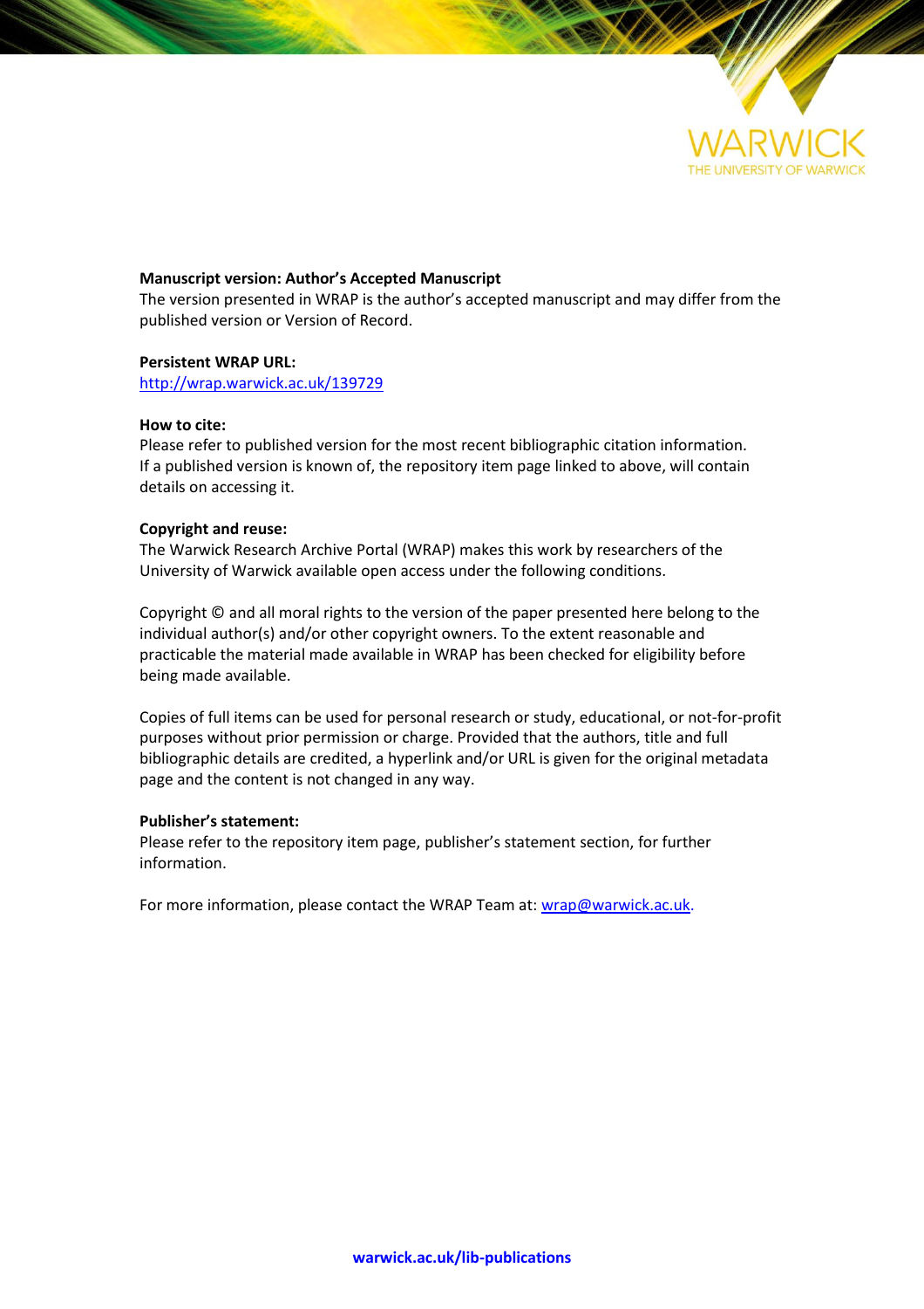WARWICK
THE UNIVERSITY OF WARWICK

**Manuscript version: Author's Accepted Manuscript**
The version presented in WRAP is the author's accepted manuscript and may differ from the published version or Version of Record.

**Persistent WRAP URL:**
http://wrap.warwick.ac.uk/139729

**How to cite:**
Please refer to published version for the most recent bibliographic citation information. If a published version is known of, the repository item page linked to above, will contain details on accessing it.

**Copyright and reuse:**
The Warwick Research Archive Portal (WRAP) makes this work by researchers of the University of Warwick available open access under the following conditions.

Copyright © and all moral rights to the version of the paper presented here belong to the individual author(s) and/or other copyright owners. To the extent reasonable and practicable the material made available in WRAP has been checked for eligibility before being made available.

Copies of full items can be used for personal research or study, educational, or not-for-profit purposes without prior permission or charge. Provided that the authors, title and full bibliographic details are credited, a hyperlink and/or URL is given for the original metadata page and the content is not changed in any way.

**Publisher's statement:**
Please refer to the repository item page, publisher's statement section, for further information.

For more information, please contact the WRAP Team at: wrap@warwick.ac.uk.

warwick.ac.uk/lib-publications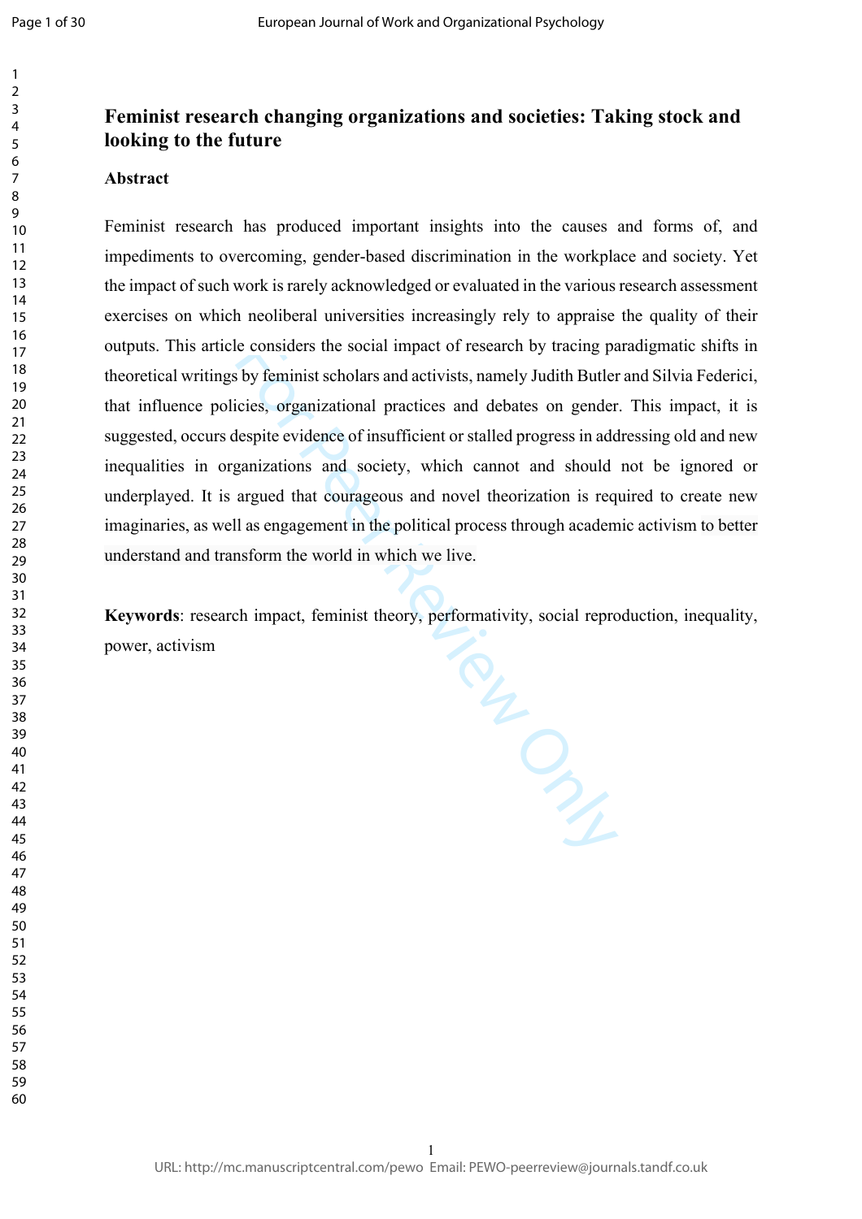# Feminist research changing organizations and societies: Taking stock and looking to the future

## Abstract

Feminist research has produced important insights into the causes and forms of, and impediments to overcoming, gender-based discrimination in the workplace and society. Yet the impact of such work is rarely acknowledged or evaluated in the various research assessment exercises on which neoliberal universities increasingly rely to appraise the quality of their outputs. This article considers the social impact of research by tracing paradigmatic shifts in theoretical writings by feminist scholars and activists, namely Judith Butler and Silvia Federici, that influence policies, organizational practices and debates on gender. This impact, it is suggested, occurs despite evidence of insufficient or stalled progress in addressing old and new inequalities in organizations and society, which cannot and should not be ignored or underplayed. It is argued that courageous and novel theorization is required to create new imaginaries, as well as engagement in the political process through academic activism to better understand and transform the world in which we live.

**Keywords**: research impact, feminist theory, performativity, social reproduction, inequality, power, activism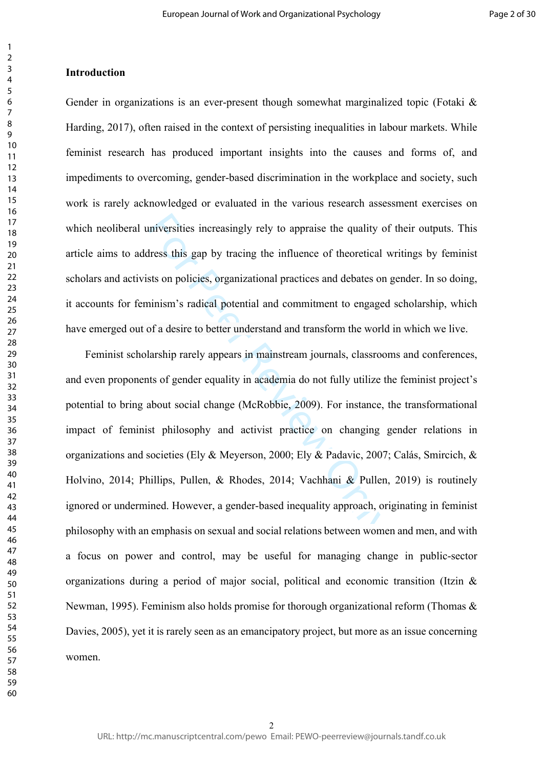## Introduction

Gender in organizations is an ever-present though somewhat marginalized topic (Fotaki & Harding, 2017), often raised in the context of persisting inequalities in labour markets. While feminist research has produced important insights into the causes and forms of, and impediments to overcoming, gender-based discrimination in the workplace and society, such work is rarely acknowledged or evaluated in the various research assessment exercises on which neoliberal universities increasingly rely to appraise the quality of their outputs. This article aims to address this gap by tracing the influence of theoretical writings by feminist scholars and activists on policies, organizational practices and debates on gender. In so doing, it accounts for feminism's radical potential and commitment to engaged scholarship, which have emerged out of a desire to better understand and transform the world in which we live.

Feminist scholarship rarely appears in mainstream journals, classrooms and conferences, and even proponents of gender equality in academia do not fully utilize the feminist project's potential to bring about social change (McRobbie, 2009). For instance, the transformational impact of feminist philosophy and activist practice on changing gender relations in organizations and societies (Ely & Meyerson, 2000; Ely & Padavic, 2007; Calás, Smircich, & Holvino, 2014; Phillips, Pullen, & Rhodes, 2014; Vachhani & Pullen, 2019) is routinely ignored or undermined. However, a gender-based inequality approach, originating in feminist philosophy with an emphasis on sexual and social relations between women and men, and with a focus on power and control, may be useful for managing change in public-sector organizations during a period of major social, political and economic transition (Itzin & Newman, 1995). Feminism also holds promise for thorough organizational reform (Thomas & Davies, 2005), yet it is rarely seen as an emancipatory project, but more as an issue concerning women.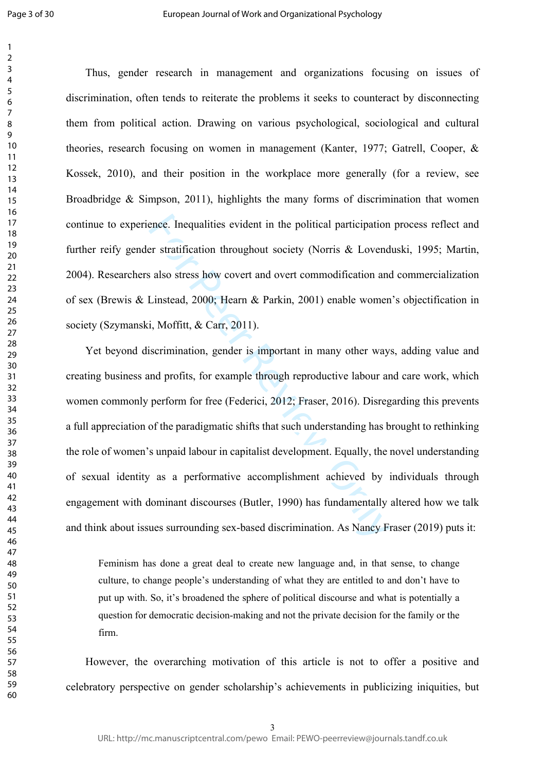Thus, gender research in management and organizations focusing on issues of discrimination, often tends to reiterate the problems it seeks to counteract by disconnecting them from political action. Drawing on various psychological, sociological and cultural theories, research focusing on women in management (Kanter, 1977; Gatrell, Cooper, & Kossek, 2010), and their position in the workplace more generally (for a review, see Broadbridge & Simpson, 2011), highlights the many forms of discrimination that women continue to experience. Inequalities evident in the political participation process reflect and further reify gender stratification throughout society (Norris & Lovenduski, 1995; Martin, 2004). Researchers also stress how covert and overt commodification and commercialization of sex (Brewis & Linstead, 2000; Hearn & Parkin, 2001) enable women's objectification in society (Szymanski, Moffitt, & Carr, 2011).

Yet beyond discrimination, gender is important in many other ways, adding value and creating business and profits, for example through reproductive labour and care work, which women commonly perform for free (Federici, 2012; Fraser, 2016). Disregarding this prevents a full appreciation of the paradigmatic shifts that such understanding has brought to rethinking the role of women's unpaid labour in capitalist development. Equally, the novel understanding of sexual identity as a performative accomplishment achieved by individuals through engagement with dominant discourses (Butler, 1990) has fundamentally altered how we talk and think about issues surrounding sex-based discrimination. As Nancy Fraser (2019) puts it:

> Feminism has done a great deal to create new language and, in that sense, to change culture, to change people's understanding of what they are entitled to and don't have to put up with. So, it's broadened the sphere of political discourse and what is potentially a question for democratic decision-making and not the private decision for the family or the firm.

However, the overarching motivation of this article is not to offer a positive and celebratory perspective on gender scholarship's achievements in publicizing iniquities, but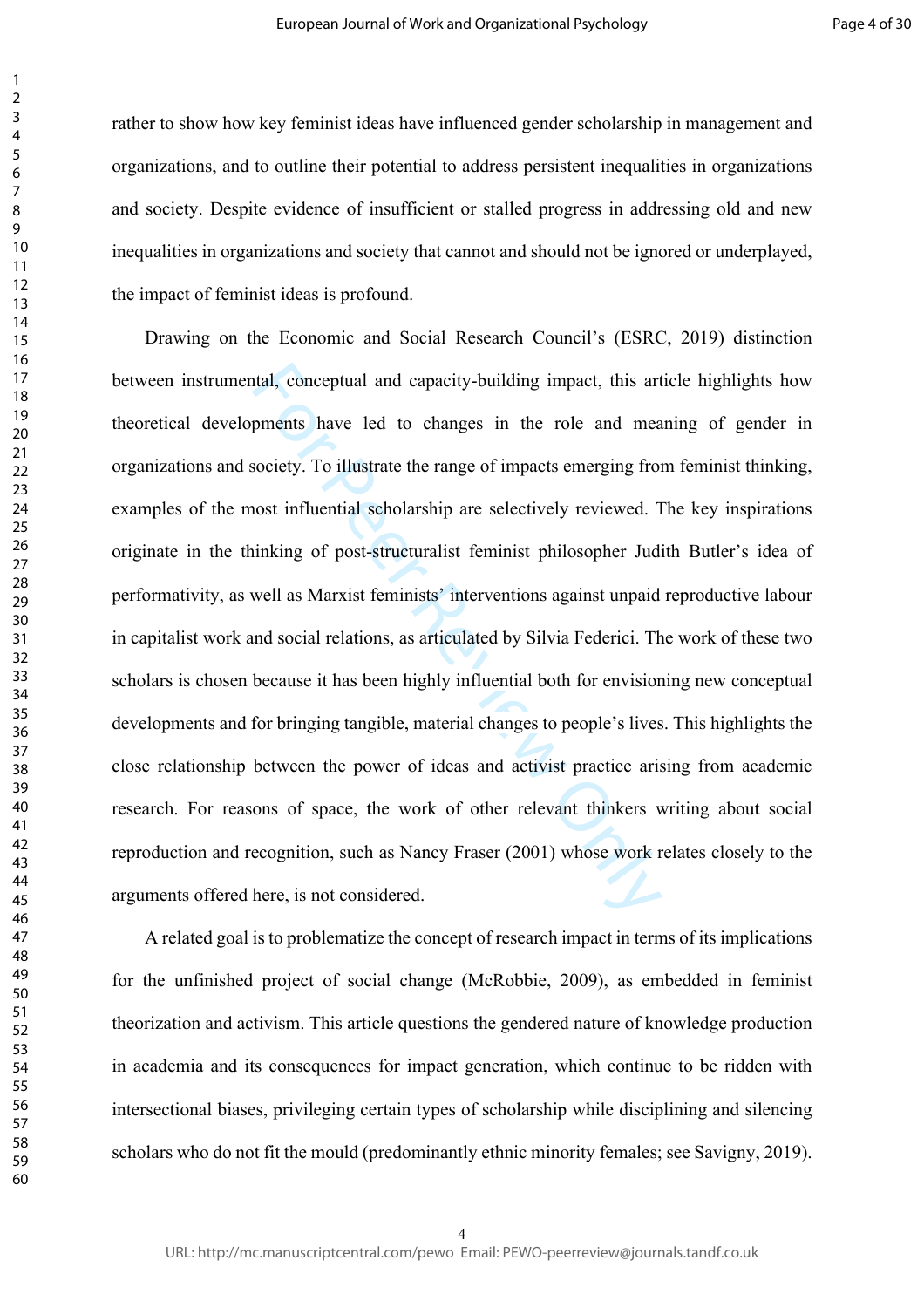rather to show how key feminist ideas have influenced gender scholarship in management and organizations, and to outline their potential to address persistent inequalities in organizations and society. Despite evidence of insufficient or stalled progress in addressing old and new inequalities in organizations and society that cannot and should not be ignored or underplayed, the impact of feminist ideas is profound.

Drawing on the Economic and Social Research Council's (ESRC, 2019) distinction between instrumental, conceptual and capacity-building impact, this article highlights how theoretical developments have led to changes in the role and meaning of gender in organizations and society. To illustrate the range of impacts emerging from feminist thinking, examples of the most influential scholarship are selectively reviewed. The key inspirations originate in the thinking of post-structuralist feminist philosopher Judith Butler's idea of performativity, as well as Marxist feminists' interventions against unpaid reproductive labour in capitalist work and social relations, as articulated by Silvia Federici. The work of these two scholars is chosen because it has been highly influential both for envisioning new conceptual developments and for bringing tangible, material changes to people's lives. This highlights the close relationship between the power of ideas and activist practice arising from academic research. For reasons of space, the work of other relevant thinkers writing about social reproduction and recognition, such as Nancy Fraser (2001) whose work relates closely to the arguments offered here, is not considered.

A related goal is to problematize the concept of research impact in terms of its implications for the unfinished project of social change (McRobbie, 2009), as embedded in feminist theorization and activism. This article questions the gendered nature of knowledge production in academia and its consequences for impact generation, which continue to be ridden with intersectional biases, privileging certain types of scholarship while disciplining and silencing scholars who do not fit the mould (predominantly ethnic minority females; see Savigny, 2019).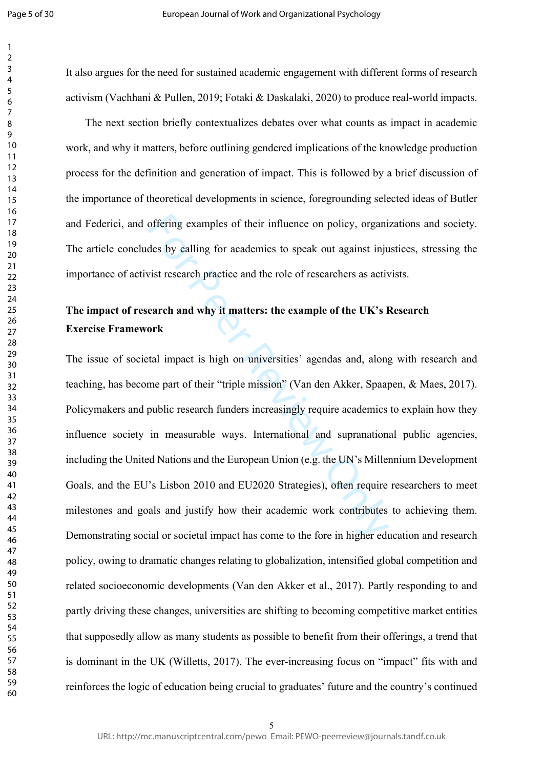It also argues for the need for sustained academic engagement with different forms of research activism (Vachhani & Pullen, 2019; Fotaki & Daskalaki, 2020) to produce real-world impacts.

The next section briefly contextualizes debates over what counts as impact in academic work, and why it matters, before outlining gendered implications of the knowledge production process for the definition and generation of impact. This is followed by a brief discussion of the importance of theoretical developments in science, foregrounding selected ideas of Butler and Federici, and offering examples of their influence on policy, organizations and society. The article concludes by calling for academics to speak out against injustices, stressing the importance of activist research practice and the role of researchers as activists.

## The impact of research and why it matters: the example of the UK's Research Exercise Framework

The issue of societal impact is high on universities' agendas and, along with research and teaching, has become part of their "triple mission" (Van den Akker, Spaapen, & Maes, 2017). Policymakers and public research funders increasingly require academics to explain how they influence society in measurable ways. International and supranational public agencies, including the United Nations and the European Union (e.g. the UN's Millennium Development Goals, and the EU's Lisbon 2010 and EU2020 Strategies), often require researchers to meet milestones and goals and justify how their academic work contributes to achieving them. Demonstrating social or societal impact has come to the fore in higher education and research policy, owing to dramatic changes relating to globalization, intensified global competition and related socioeconomic developments (Van den Akker et al., 2017). Partly responding to and partly driving these changes, universities are shifting to becoming competitive market entities that supposedly allow as many students as possible to benefit from their offerings, a trend that is dominant in the UK (Willetts, 2017). The ever-increasing focus on "impact" fits with and reinforces the logic of education being crucial to graduates' future and the country's continued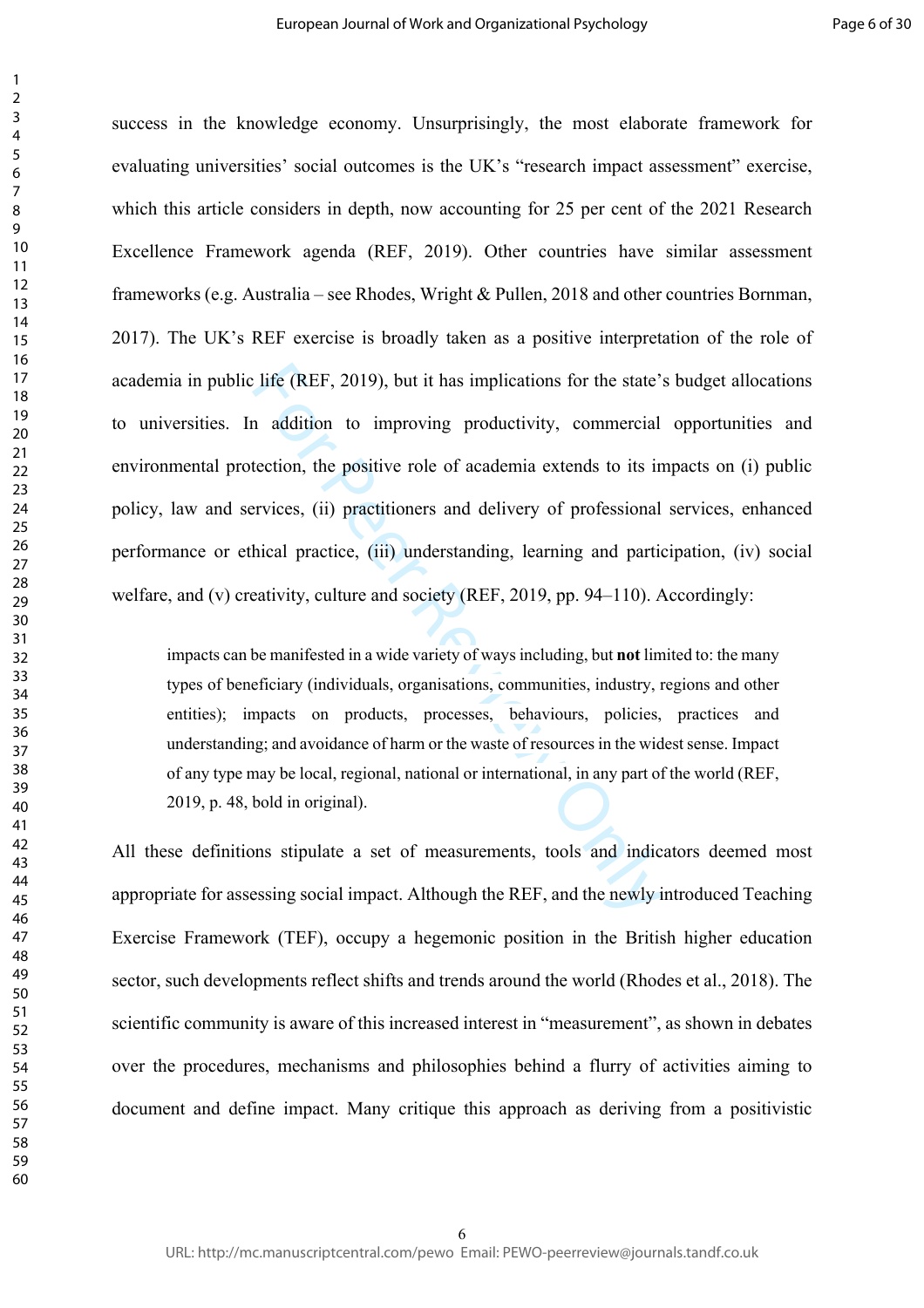success in the knowledge economy. Unsurprisingly, the most elaborate framework for evaluating universities' social outcomes is the UK's "research impact assessment" exercise, which this article considers in depth, now accounting for 25 per cent of the 2021 Research Excellence Framework agenda (REF, 2019). Other countries have similar assessment frameworks (e.g. Australia – see Rhodes, Wright & Pullen, 2018 and other countries Bornman, 2017). The UK's REF exercise is broadly taken as a positive interpretation of the role of academia in public life (REF, 2019), but it has implications for the state's budget allocations to universities. In addition to improving productivity, commercial opportunities and environmental protection, the positive role of academia extends to its impacts on (i) public policy, law and services, (ii) practitioners and delivery of professional services, enhanced performance or ethical practice, (iii) understanding, learning and participation, (iv) social welfare, and (v) creativity, culture and society (REF, 2019, pp. 94–110). Accordingly:

> impacts can be manifested in a wide variety of ways including, but **not** limited to: the many types of beneficiary (individuals, organisations, communities, industry, regions and other entities); impacts on products, processes, behaviours, policies, practices and understanding; and avoidance of harm or the waste of resources in the widest sense. Impact of any type may be local, regional, national or international, in any part of the world (REF, 2019, p. 48, bold in original).

All these definitions stipulate a set of measurements, tools and indicators deemed most appropriate for assessing social impact. Although the REF, and the newly introduced Teaching Exercise Framework (TEF), occupy a hegemonic position in the British higher education sector, such developments reflect shifts and trends around the world (Rhodes et al., 2018). The scientific community is aware of this increased interest in "measurement", as shown in debates over the procedures, mechanisms and philosophies behind a flurry of activities aiming to document and define impact. Many critique this approach as deriving from a positivistic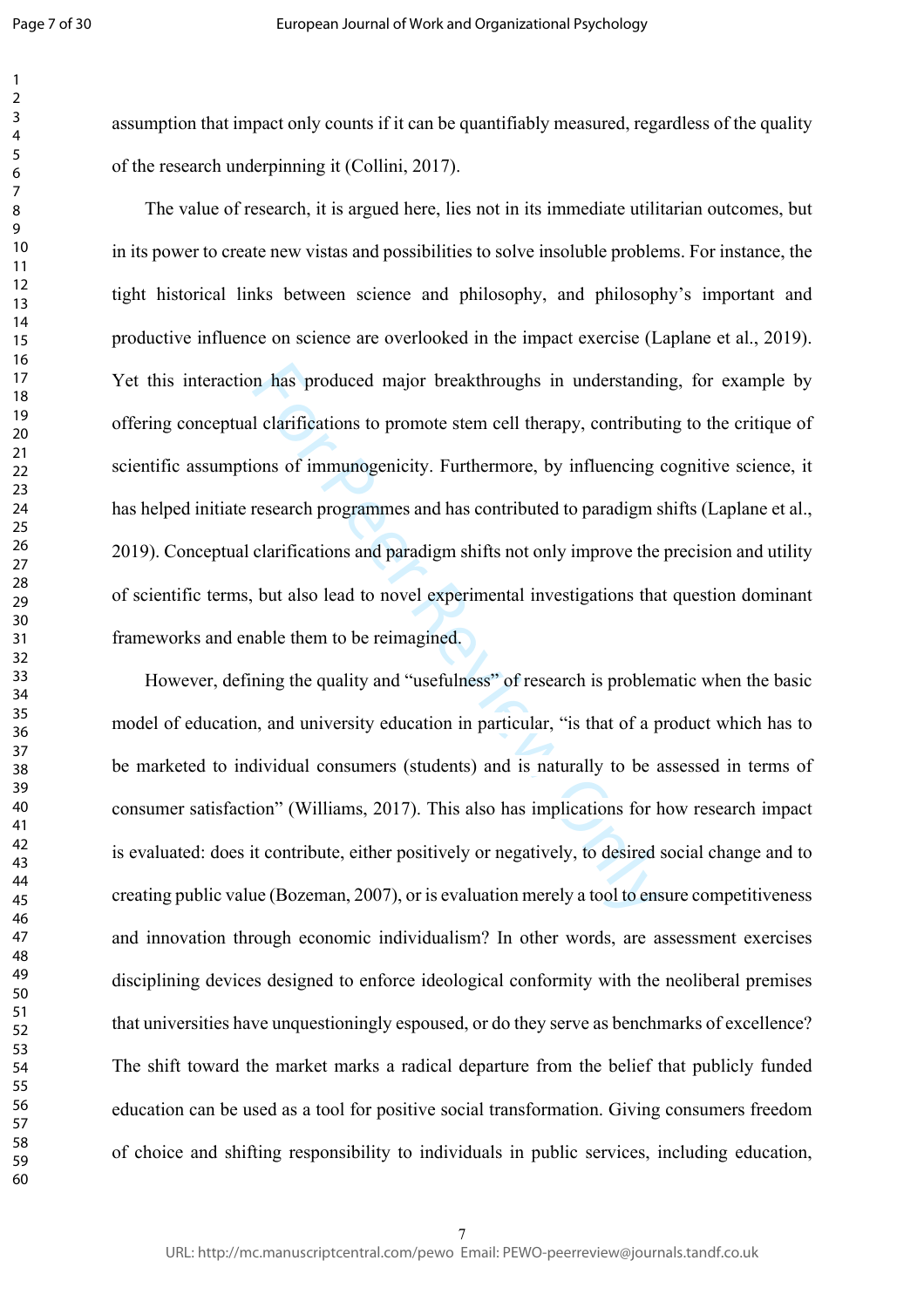assumption that impact only counts if it can be quantifiably measured, regardless of the quality of the research underpinning it (Collini, 2017).

The value of research, it is argued here, lies not in its immediate utilitarian outcomes, but in its power to create new vistas and possibilities to solve insoluble problems. For instance, the tight historical links between science and philosophy, and philosophy's important and productive influence on science are overlooked in the impact exercise (Laplane et al., 2019). Yet this interaction has produced major breakthroughs in understanding, for example by offering conceptual clarifications to promote stem cell therapy, contributing to the critique of scientific assumptions of immunogenicity. Furthermore, by influencing cognitive science, it has helped initiate research programmes and has contributed to paradigm shifts (Laplane et al., 2019). Conceptual clarifications and paradigm shifts not only improve the precision and utility of scientific terms, but also lead to novel experimental investigations that question dominant frameworks and enable them to be reimagined.

However, defining the quality and "usefulness" of research is problematic when the basic model of education, and university education in particular, "is that of a product which has to be marketed to individual consumers (students) and is naturally to be assessed in terms of consumer satisfaction" (Williams, 2017). This also has implications for how research impact is evaluated: does it contribute, either positively or negatively, to desired social change and to creating public value (Bozeman, 2007), or is evaluation merely a tool to ensure competitiveness and innovation through economic individualism? In other words, are assessment exercises disciplining devices designed to enforce ideological conformity with the neoliberal premises that universities have unquestioningly espoused, or do they serve as benchmarks of excellence? The shift toward the market marks a radical departure from the belief that publicly funded education can be used as a tool for positive social transformation. Giving consumers freedom of choice and shifting responsibility to individuals in public services, including education,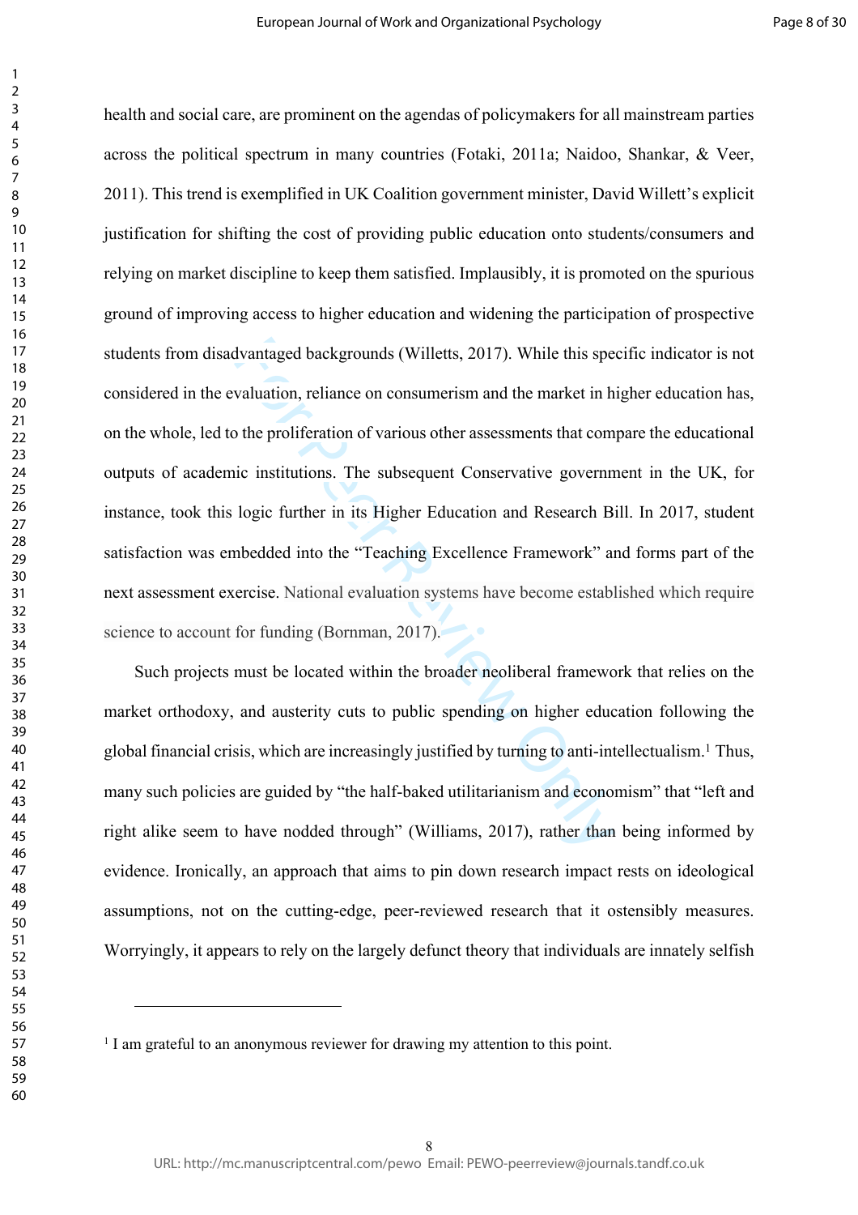health and social care, are prominent on the agendas of policymakers for all mainstream parties across the political spectrum in many countries (Fotaki, 2011a; Naidoo, Shankar, & Veer, 2011). This trend is exemplified in UK Coalition government minister, David Willett's explicit justification for shifting the cost of providing public education onto students/consumers and relying on market discipline to keep them satisfied. Implausibly, it is promoted on the spurious ground of improving access to higher education and widening the participation of prospective students from disadvantaged backgrounds (Willetts, 2017). While this specific indicator is not considered in the evaluation, reliance on consumerism and the market in higher education has, on the whole, led to the proliferation of various other assessments that compare the educational outputs of academic institutions. The subsequent Conservative government in the UK, for instance, took this logic further in its Higher Education and Research Bill. In 2017, student satisfaction was embedded into the "Teaching Excellence Framework" and forms part of the next assessment exercise. National evaluation systems have become established which require science to account for funding (Bornman, 2017).

Such projects must be located within the broader neoliberal framework that relies on the market orthodoxy, and austerity cuts to public spending on higher education following the global financial crisis, which are increasingly justified by turning to anti-intellectualism.[1] Thus, many such policies are guided by "the half-baked utilitarianism and economism" that "left and right alike seem to have nodded through" (Williams, 2017), rather than being informed by evidence. Ironically, an approach that aims to pin down research impact rests on ideological assumptions, not on the cutting-edge, peer-reviewed research that it ostensibly measures. Worryingly, it appears to rely on the largely defunct theory that individuals are innately selfish

---

[1] I am grateful to an anonymous reviewer for drawing my attention to this point.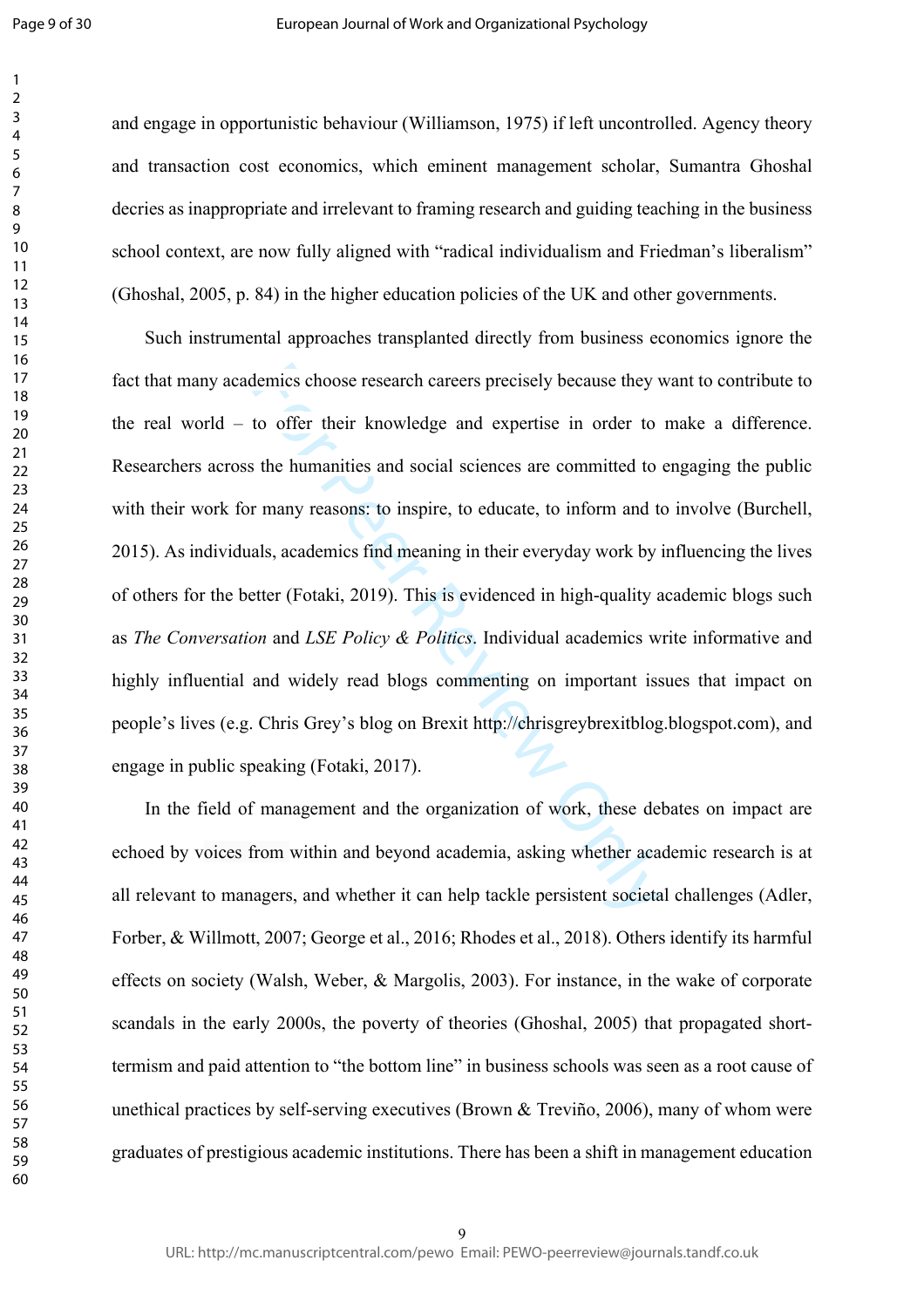and engage in opportunistic behaviour (Williamson, 1975) if left uncontrolled. Agency theory and transaction cost economics, which eminent management scholar, Sumantra Ghoshal decries as inappropriate and irrelevant to framing research and guiding teaching in the business school context, are now fully aligned with "radical individualism and Friedman's liberalism" (Ghoshal, 2005, p. 84) in the higher education policies of the UK and other governments.

Such instrumental approaches transplanted directly from business economics ignore the fact that many academics choose research careers precisely because they want to contribute to the real world – to offer their knowledge and expertise in order to make a difference. Researchers across the humanities and social sciences are committed to engaging the public with their work for many reasons: to inspire, to educate, to inform and to involve (Burchell, 2015). As individuals, academics find meaning in their everyday work by influencing the lives of others for the better (Fotaki, 2019). This is evidenced in high-quality academic blogs such as *The Conversation* and *LSE Policy & Politics*. Individual academics write informative and highly influential and widely read blogs commenting on important issues that impact on people's lives (e.g. Chris Grey's blog on Brexit http://chrisgreybrexitblog.blogspot.com), and engage in public speaking (Fotaki, 2017).

In the field of management and the organization of work, these debates on impact are echoed by voices from within and beyond academia, asking whether academic research is at all relevant to managers, and whether it can help tackle persistent societal challenges (Adler, Forber, & Willmott, 2007; George et al., 2016; Rhodes et al., 2018). Others identify its harmful effects on society (Walsh, Weber, & Margolis, 2003). For instance, in the wake of corporate scandals in the early 2000s, the poverty of theories (Ghoshal, 2005) that propagated short-termism and paid attention to "the bottom line" in business schools was seen as a root cause of unethical practices by self-serving executives (Brown & Treviño, 2006), many of whom were graduates of prestigious academic institutions. There has been a shift in management education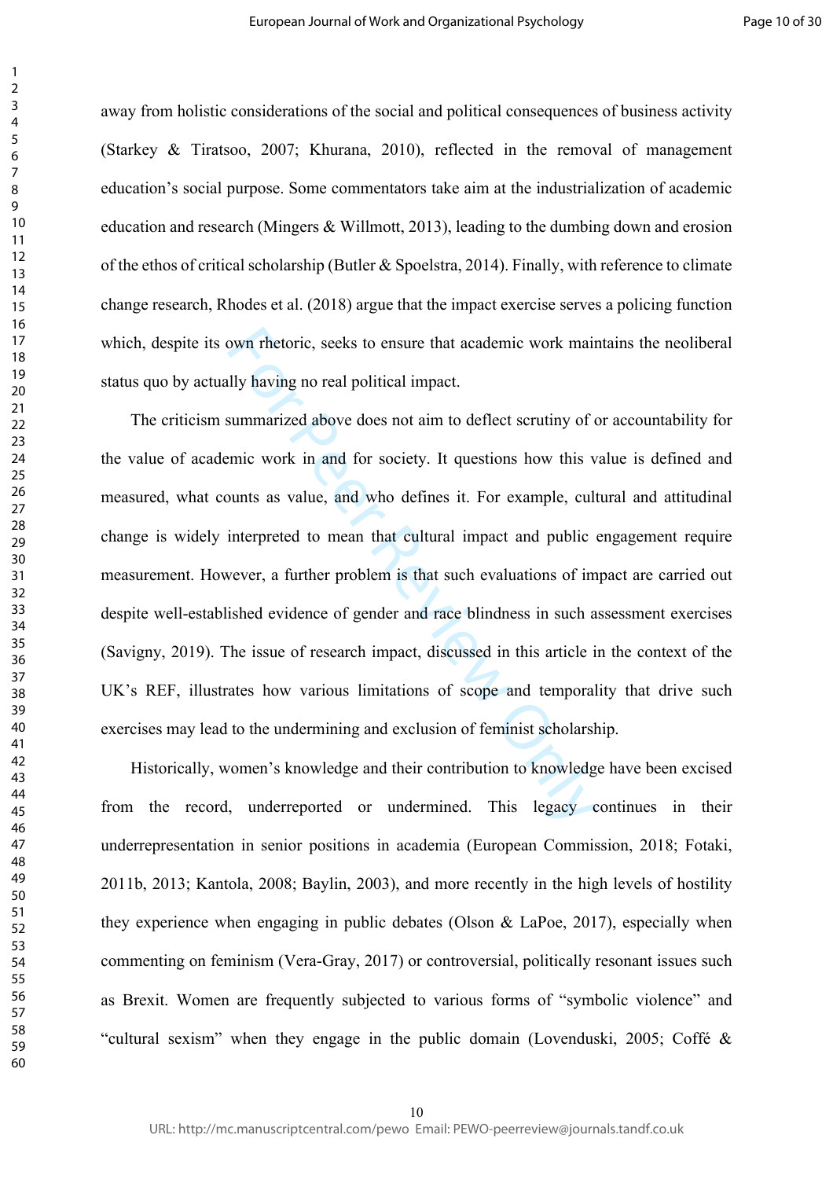away from holistic considerations of the social and political consequences of business activity (Starkey & Tiratsoo, 2007; Khurana, 2010), reflected in the removal of management education's social purpose. Some commentators take aim at the industrialization of academic education and research (Mingers & Willmott, 2013), leading to the dumbing down and erosion of the ethos of critical scholarship (Butler & Spoelstra, 2014). Finally, with reference to climate change research, Rhodes et al. (2018) argue that the impact exercise serves a policing function which, despite its own rhetoric, seeks to ensure that academic work maintains the neoliberal status quo by actually having no real political impact.

The criticism summarized above does not aim to deflect scrutiny of or accountability for the value of academic work in and for society. It questions how this value is defined and measured, what counts as value, and who defines it. For example, cultural and attitudinal change is widely interpreted to mean that cultural impact and public engagement require measurement. However, a further problem is that such evaluations of impact are carried out despite well-established evidence of gender and race blindness in such assessment exercises (Savigny, 2019). The issue of research impact, discussed in this article in the context of the UK's REF, illustrates how various limitations of scope and temporality that drive such exercises may lead to the undermining and exclusion of feminist scholarship.

Historically, women's knowledge and their contribution to knowledge have been excised from the record, underreported or undermined. This legacy continues in their underrepresentation in senior positions in academia (European Commission, 2018; Fotaki, 2011b, 2013; Kantola, 2008; Baylin, 2003), and more recently in the high levels of hostility they experience when engaging in public debates (Olson & LaPoe, 2017), especially when commenting on feminism (Vera-Gray, 2017) or controversial, politically resonant issues such as Brexit. Women are frequently subjected to various forms of "symbolic violence" and "cultural sexism" when they engage in the public domain (Lovenduski, 2005; Coffé &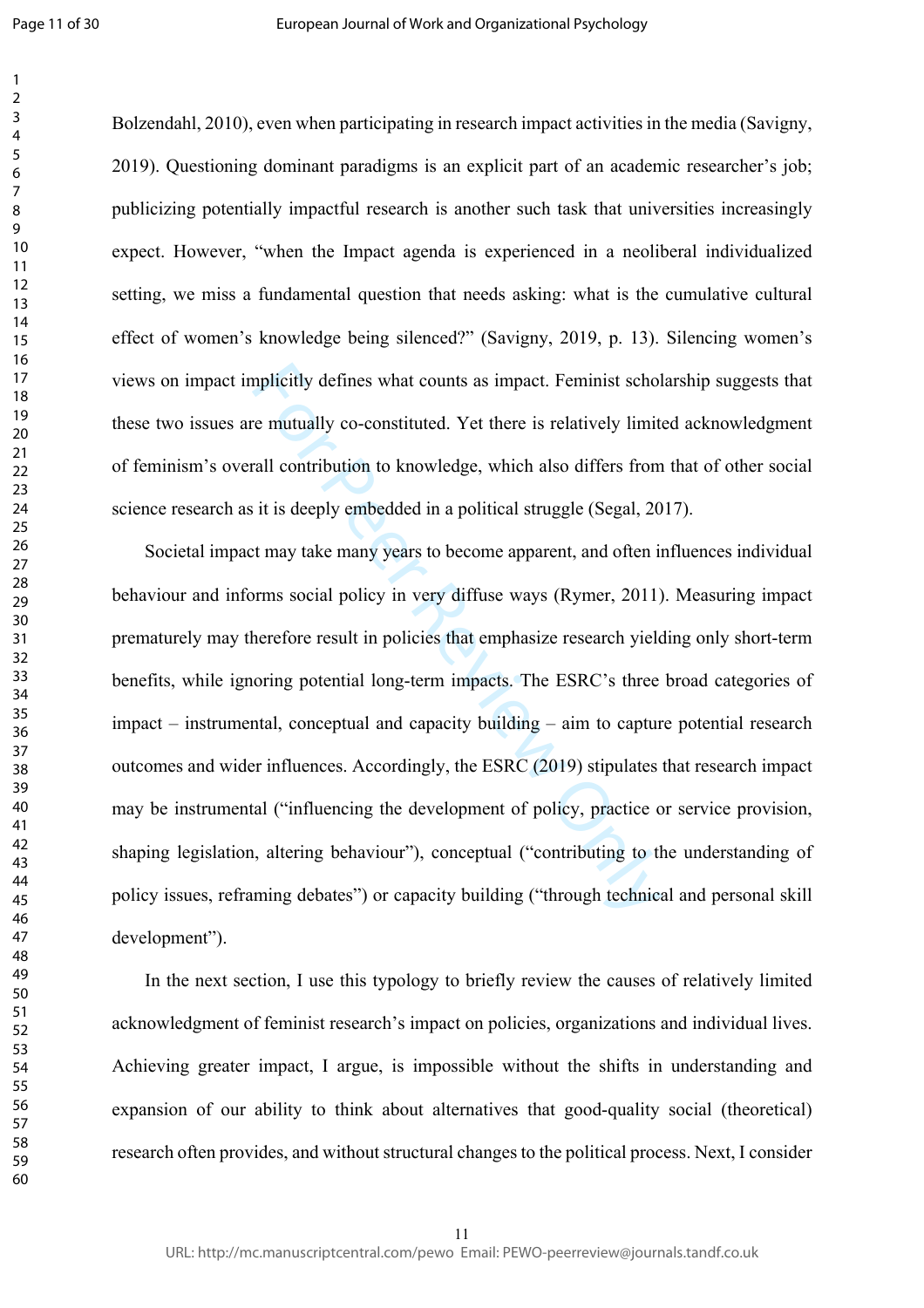Bolzendahl, 2010), even when participating in research impact activities in the media (Savigny, 2019). Questioning dominant paradigms is an explicit part of an academic researcher's job; publicizing potentially impactful research is another such task that universities increasingly expect. However, "when the Impact agenda is experienced in a neoliberal individualized setting, we miss a fundamental question that needs asking: what is the cumulative cultural effect of women's knowledge being silenced?" (Savigny, 2019, p. 13). Silencing women's views on impact implicitly defines what counts as impact. Feminist scholarship suggests that these two issues are mutually co-constituted. Yet there is relatively limited acknowledgment of feminism's overall contribution to knowledge, which also differs from that of other social science research as it is deeply embedded in a political struggle (Segal, 2017).

Societal impact may take many years to become apparent, and often influences individual behaviour and informs social policy in very diffuse ways (Rymer, 2011). Measuring impact prematurely may therefore result in policies that emphasize research yielding only short-term benefits, while ignoring potential long-term impacts. The ESRC's three broad categories of impact – instrumental, conceptual and capacity building – aim to capture potential research outcomes and wider influences. Accordingly, the ESRC (2019) stipulates that research impact may be instrumental ("influencing the development of policy, practice or service provision, shaping legislation, altering behaviour"), conceptual ("contributing to the understanding of policy issues, reframing debates") or capacity building ("through technical and personal skill development").

In the next section, I use this typology to briefly review the causes of relatively limited acknowledgment of feminist research's impact on policies, organizations and individual lives. Achieving greater impact, I argue, is impossible without the shifts in understanding and expansion of our ability to think about alternatives that good-quality social (theoretical) research often provides, and without structural changes to the political process. Next, I consider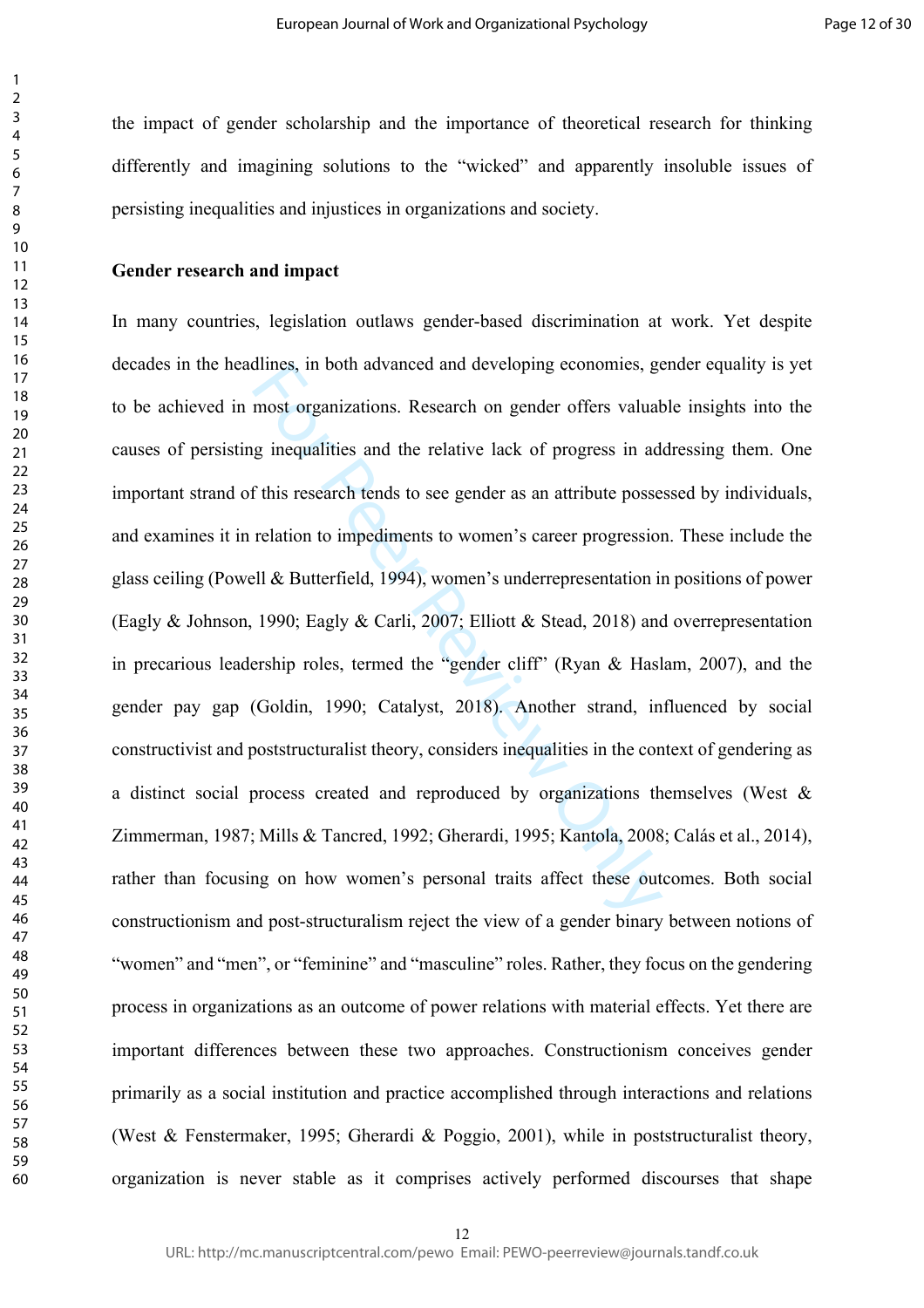the impact of gender scholarship and the importance of theoretical research for thinking differently and imagining solutions to the "wicked" and apparently insoluble issues of persisting inequalities and injustices in organizations and society.

**Gender research and impact**

In many countries, legislation outlaws gender-based discrimination at work. Yet despite decades in the headlines, in both advanced and developing economies, gender equality is yet to be achieved in most organizations. Research on gender offers valuable insights into the causes of persisting inequalities and the relative lack of progress in addressing them. One important strand of this research tends to see gender as an attribute possessed by individuals, and examines it in relation to impediments to women's career progression. These include the glass ceiling (Powell & Butterfield, 1994), women's underrepresentation in positions of power (Eagly & Johnson, 1990; Eagly & Carli, 2007; Elliott & Stead, 2018) and overrepresentation in precarious leadership roles, termed the "gender cliff" (Ryan & Haslam, 2007), and the gender pay gap (Goldin, 1990; Catalyst, 2018). Another strand, influenced by social constructivist and poststructuralist theory, considers inequalities in the context of gendering as a distinct social process created and reproduced by organizations themselves (West & Zimmerman, 1987; Mills & Tancred, 1992; Gherardi, 1995; Kantola, 2008; Calás et al., 2014), rather than focusing on how women's personal traits affect these outcomes. Both social constructionism and post-structuralism reject the view of a gender binary between notions of "women" and "men", or "feminine" and "masculine" roles. Rather, they focus on the gendering process in organizations as an outcome of power relations with material effects. Yet there are important differences between these two approaches. Constructionism conceives gender primarily as a social institution and practice accomplished through interactions and relations (West & Fenstermaker, 1995; Gherardi & Poggio, 2001), while in poststructuralist theory, organization is never stable as it comprises actively performed discourses that shape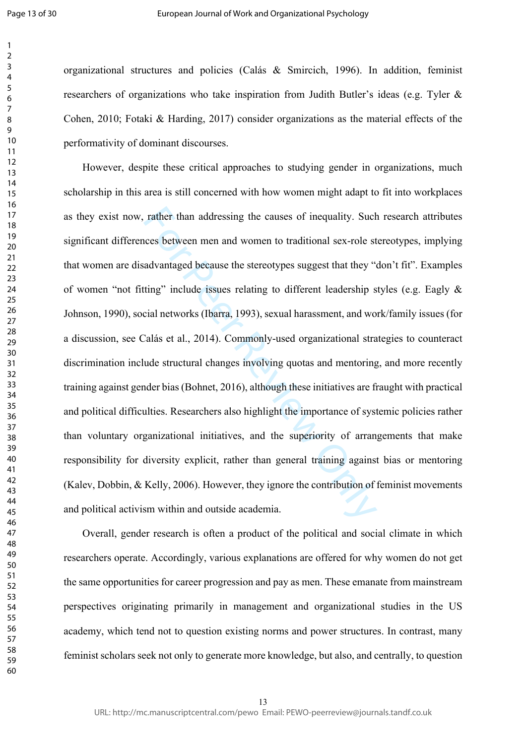organizational structures and policies (Calás & Smircich, 1996). In addition, feminist researchers of organizations who take inspiration from Judith Butler's ideas (e.g. Tyler & Cohen, 2010; Fotaki & Harding, 2017) consider organizations as the material effects of the performativity of dominant discourses.

However, despite these critical approaches to studying gender in organizations, much scholarship in this area is still concerned with how women might adapt to fit into workplaces as they exist now, rather than addressing the causes of inequality. Such research attributes significant differences between men and women to traditional sex-role stereotypes, implying that women are disadvantaged because the stereotypes suggest that they "don't fit". Examples of women "not fitting" include issues relating to different leadership styles (e.g. Eagly & Johnson, 1990), social networks (Ibarra, 1993), sexual harassment, and work/family issues (for a discussion, see Calás et al., 2014). Commonly-used organizational strategies to counteract discrimination include structural changes involving quotas and mentoring, and more recently training against gender bias (Bohnet, 2016), although these initiatives are fraught with practical and political difficulties. Researchers also highlight the importance of systemic policies rather than voluntary organizational initiatives, and the superiority of arrangements that make responsibility for diversity explicit, rather than general training against bias or mentoring (Kalev, Dobbin, & Kelly, 2006). However, they ignore the contribution of feminist movements and political activism within and outside academia.

Overall, gender research is often a product of the political and social climate in which researchers operate. Accordingly, various explanations are offered for why women do not get the same opportunities for career progression and pay as men. These emanate from mainstream perspectives originating primarily in management and organizational studies in the US academy, which tend not to question existing norms and power structures. In contrast, many feminist scholars seek not only to generate more knowledge, but also, and centrally, to question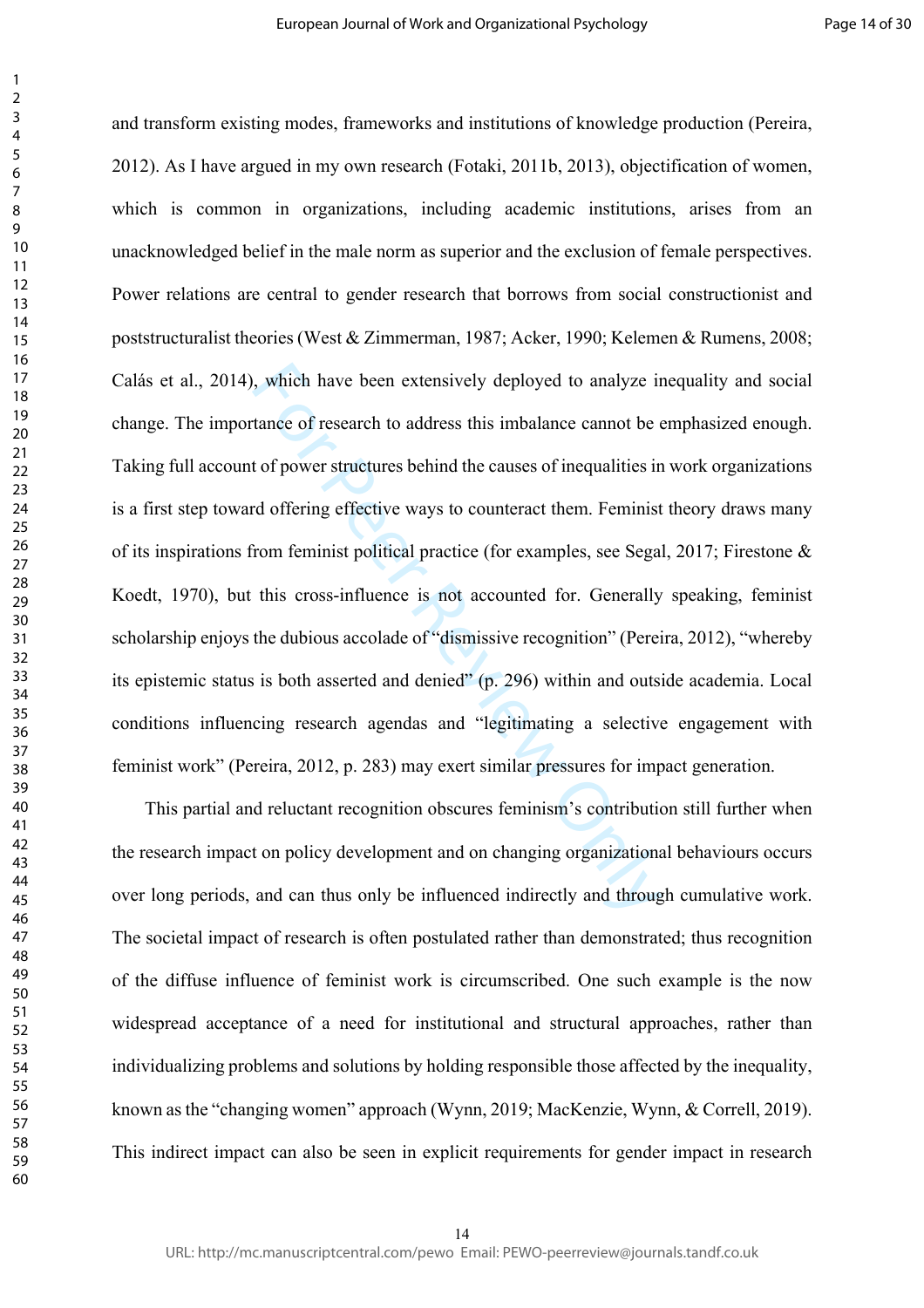and transform existing modes, frameworks and institutions of knowledge production (Pereira, 2012). As I have argued in my own research (Fotaki, 2011b, 2013), objectification of women, which is common in organizations, including academic institutions, arises from an unacknowledged belief in the male norm as superior and the exclusion of female perspectives. Power relations are central to gender research that borrows from social constructionist and poststructuralist theories (West & Zimmerman, 1987; Acker, 1990; Kelemen & Rumens, 2008; Calás et al., 2014), which have been extensively deployed to analyze inequality and social change. The importance of research to address this imbalance cannot be emphasized enough. Taking full account of power structures behind the causes of inequalities in work organizations is a first step toward offering effective ways to counteract them. Feminist theory draws many of its inspirations from feminist political practice (for examples, see Segal, 2017; Firestone & Koedt, 1970), but this cross-influence is not accounted for. Generally speaking, feminist scholarship enjoys the dubious accolade of "dismissive recognition" (Pereira, 2012), "whereby its epistemic status is both asserted and denied" (p. 296) within and outside academia. Local conditions influencing research agendas and "legitimating a selective engagement with feminist work" (Pereira, 2012, p. 283) may exert similar pressures for impact generation.

This partial and reluctant recognition obscures feminism's contribution still further when the research impact on policy development and on changing organizational behaviours occurs over long periods, and can thus only be influenced indirectly and through cumulative work. The societal impact of research is often postulated rather than demonstrated; thus recognition of the diffuse influence of feminist work is circumscribed. One such example is the now widespread acceptance of a need for institutional and structural approaches, rather than individualizing problems and solutions by holding responsible those affected by the inequality, known as the "changing women" approach (Wynn, 2019; MacKenzie, Wynn, & Correll, 2019). This indirect impact can also be seen in explicit requirements for gender impact in research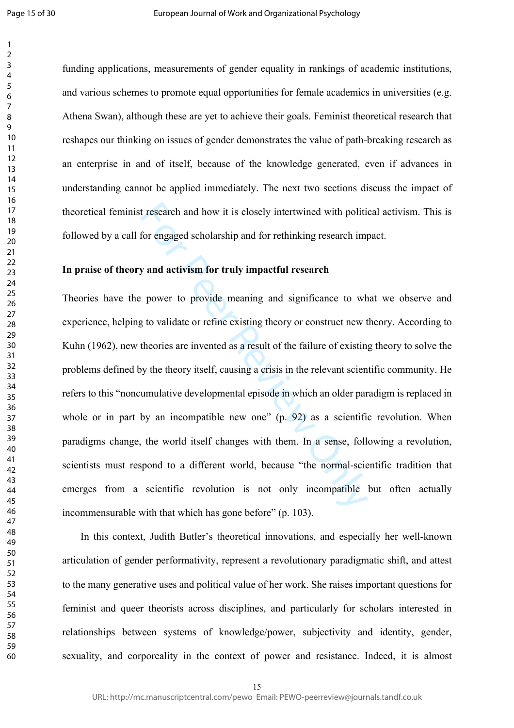funding applications, measurements of gender equality in rankings of academic institutions, and various schemes to promote equal opportunities for female academics in universities (e.g. Athena Swan), although these are yet to achieve their goals. Feminist theoretical research that reshapes our thinking on issues of gender demonstrates the value of path-breaking research as an enterprise in and of itself, because of the knowledge generated, even if advances in understanding cannot be applied immediately. The next two sections discuss the impact of theoretical feminist research and how it is closely intertwined with political activism. This is followed by a call for engaged scholarship and for rethinking research impact.

**In praise of theory and activism for truly impactful research**

Theories have the power to provide meaning and significance to what we observe and experience, helping to validate or refine existing theory or construct new theory. According to Kuhn (1962), new theories are invented as a result of the failure of existing theory to solve the problems defined by the theory itself, causing a crisis in the relevant scientific community. He refers to this "noncumulative developmental episode in which an older paradigm is replaced in whole or in part by an incompatible new one" (p. 92) as a scientific revolution. When paradigms change, the world itself changes with them. In a sense, following a revolution, scientists must respond to a different world, because "the normal-scientific tradition that emerges from a scientific revolution is not only incompatible but often actually incommensurable with that which has gone before" (p. 103).

In this context, Judith Butler's theoretical innovations, and especially her well-known articulation of gender performativity, represent a revolutionary paradigmatic shift, and attest to the many generative uses and political value of her work. She raises important questions for feminist and queer theorists across disciplines, and particularly for scholars interested in relationships between systems of knowledge/power, subjectivity and identity, gender, sexuality, and corporeality in the context of power and resistance. Indeed, it is almost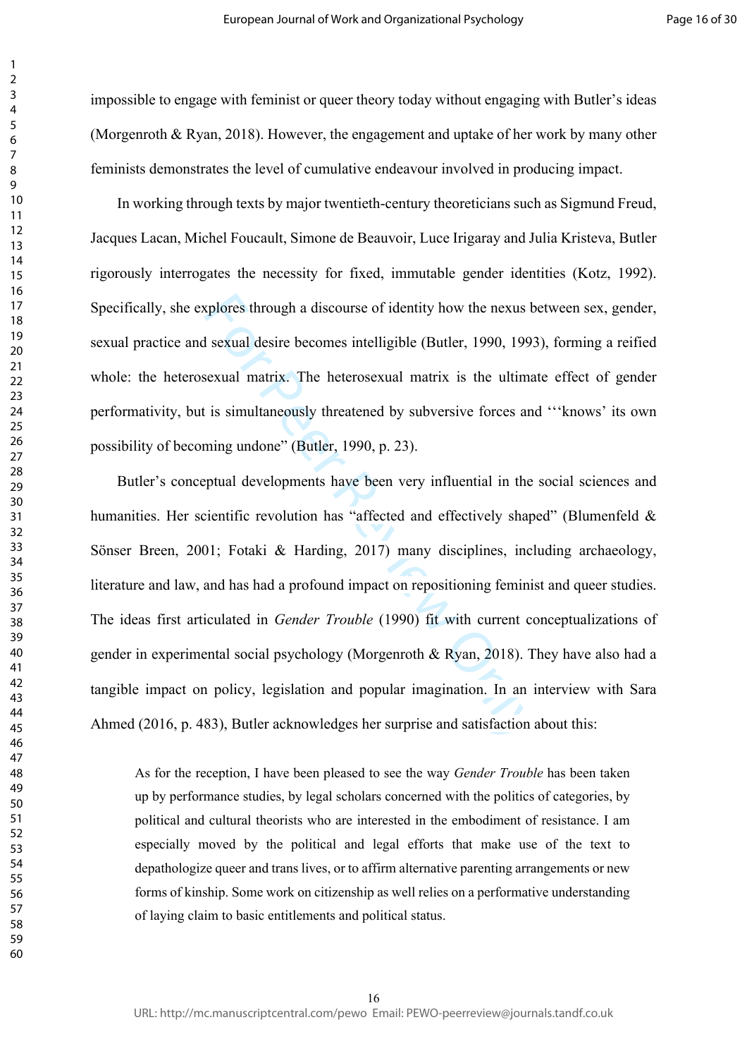impossible to engage with feminist or queer theory today without engaging with Butler's ideas (Morgenroth & Ryan, 2018). However, the engagement and uptake of her work by many other feminists demonstrates the level of cumulative endeavour involved in producing impact.

In working through texts by major twentieth-century theoreticians such as Sigmund Freud, Jacques Lacan, Michel Foucault, Simone de Beauvoir, Luce Irigaray and Julia Kristeva, Butler rigorously interrogates the necessity for fixed, immutable gender identities (Kotz, 1992). Specifically, she explores through a discourse of identity how the nexus between sex, gender, sexual practice and sexual desire becomes intelligible (Butler, 1990, 1993), forming a reified whole: the heterosexual matrix. The heterosexual matrix is the ultimate effect of gender performativity, but is simultaneously threatened by subversive forces and '''knows' its own possibility of becoming undone" (Butler, 1990, p. 23).

Butler's conceptual developments have been very influential in the social sciences and humanities. Her scientific revolution has "affected and effectively shaped" (Blumenfeld & Sönser Breen, 2001; Fotaki & Harding, 2017) many disciplines, including archaeology, literature and law, and has had a profound impact on repositioning feminist and queer studies. The ideas first articulated in *Gender Trouble* (1990) fit with current conceptualizations of gender in experimental social psychology (Morgenroth & Ryan, 2018). They have also had a tangible impact on policy, legislation and popular imagination. In an interview with Sara Ahmed (2016, p. 483), Butler acknowledges her surprise and satisfaction about this:

> As for the reception, I have been pleased to see the way *Gender Trouble* has been taken up by performance studies, by legal scholars concerned with the politics of categories, by political and cultural theorists who are interested in the embodiment of resistance. I am especially moved by the political and legal efforts that make use of the text to depathologize queer and trans lives, or to affirm alternative parenting arrangements or new forms of kinship. Some work on citizenship as well relies on a performative understanding of laying claim to basic entitlements and political status.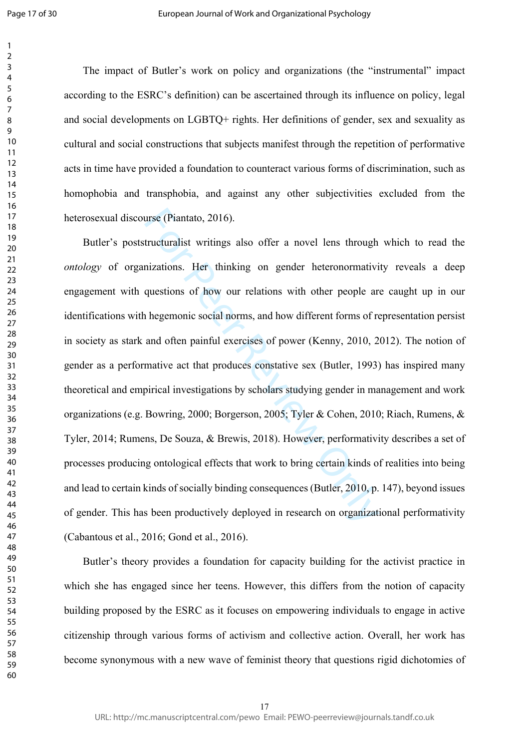The impact of Butler's work on policy and organizations (the "instrumental" impact according to the ESRC's definition) can be ascertained through its influence on policy, legal and social developments on LGBTQ+ rights. Her definitions of gender, sex and sexuality as cultural and social constructions that subjects manifest through the repetition of performative acts in time have provided a foundation to counteract various forms of discrimination, such as homophobia and transphobia, and against any other subjectivities excluded from the heterosexual discourse (Piantato, 2016).

Butler's poststructuralist writings also offer a novel lens through which to read the *ontology* of organizations. Her thinking on gender heteronormativity reveals a deep engagement with questions of how our relations with other people are caught up in our identifications with hegemonic social norms, and how different forms of representation persist in society as stark and often painful exercises of power (Kenny, 2010, 2012). The notion of gender as a performative act that produces constative sex (Butler, 1993) has inspired many theoretical and empirical investigations by scholars studying gender in management and work organizations (e.g. Bowring, 2000; Borgerson, 2005; Tyler & Cohen, 2010; Riach, Rumens, & Tyler, 2014; Rumens, De Souza, & Brewis, 2018). However, performativity describes a set of processes producing ontological effects that work to bring certain kinds of realities into being and lead to certain kinds of socially binding consequences (Butler, 2010, p. 147), beyond issues of gender. This has been productively deployed in research on organizational performativity (Cabantous et al., 2016; Gond et al., 2016).

Butler's theory provides a foundation for capacity building for the activist practice in which she has engaged since her teens. However, this differs from the notion of capacity building proposed by the ESRC as it focuses on empowering individuals to engage in active citizenship through various forms of activism and collective action. Overall, her work has become synonymous with a new wave of feminist theory that questions rigid dichotomies of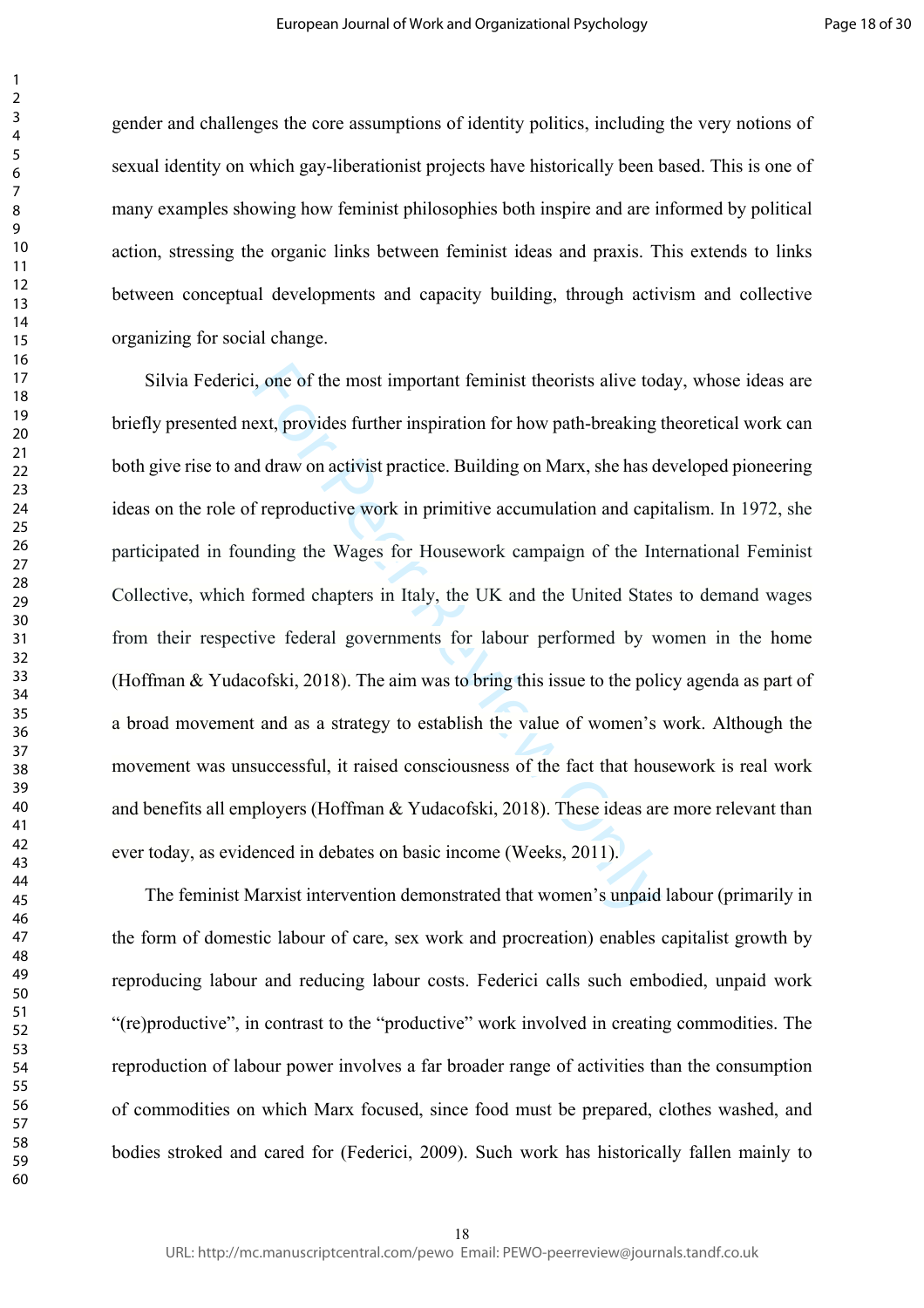gender and challenges the core assumptions of identity politics, including the very notions of sexual identity on which gay-liberationist projects have historically been based. This is one of many examples showing how feminist philosophies both inspire and are informed by political action, stressing the organic links between feminist ideas and praxis. This extends to links between conceptual developments and capacity building, through activism and collective organizing for social change.

Silvia Federici, one of the most important feminist theorists alive today, whose ideas are briefly presented next, provides further inspiration for how path-breaking theoretical work can both give rise to and draw on activist practice. Building on Marx, she has developed pioneering ideas on the role of reproductive work in primitive accumulation and capitalism. In 1972, she participated in founding the Wages for Housework campaign of the International Feminist Collective, which formed chapters in Italy, the UK and the United States to demand wages from their respective federal governments for labour performed by women in the home (Hoffman & Yudacofski, 2018). The aim was to bring this issue to the policy agenda as part of a broad movement and as a strategy to establish the value of women's work. Although the movement was unsuccessful, it raised consciousness of the fact that housework is real work and benefits all employers (Hoffman & Yudacofski, 2018). These ideas are more relevant than ever today, as evidenced in debates on basic income (Weeks, 2011).

The feminist Marxist intervention demonstrated that women's unpaid labour (primarily in the form of domestic labour of care, sex work and procreation) enables capitalist growth by reproducing labour and reducing labour costs. Federici calls such embodied, unpaid work "(re)productive", in contrast to the "productive" work involved in creating commodities. The reproduction of labour power involves a far broader range of activities than the consumption of commodities on which Marx focused, since food must be prepared, clothes washed, and bodies stroked and cared for (Federici, 2009). Such work has historically fallen mainly to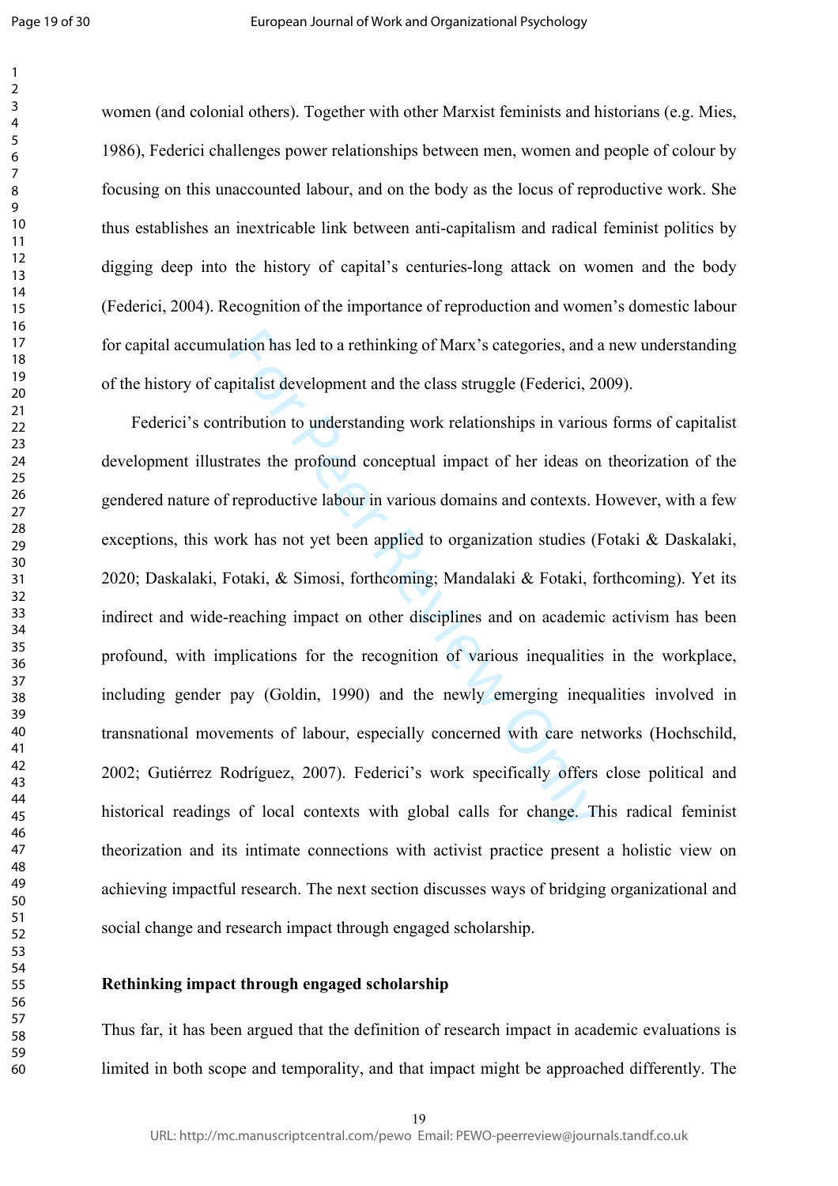women (and colonial others). Together with other Marxist feminists and historians (e.g. Mies, 1986), Federici challenges power relationships between men, women and people of colour by focusing on this unaccounted labour, and on the body as the locus of reproductive work. She thus establishes an inextricable link between anti-capitalism and radical feminist politics by digging deep into the history of capital's centuries-long attack on women and the body (Federici, 2004). Recognition of the importance of reproduction and women's domestic labour for capital accumulation has led to a rethinking of Marx's categories, and a new understanding of the history of capitalist development and the class struggle (Federici, 2009).

Federici's contribution to understanding work relationships in various forms of capitalist development illustrates the profound conceptual impact of her ideas on theorization of the gendered nature of reproductive labour in various domains and contexts. However, with a few exceptions, this work has not yet been applied to organization studies (Fotaki & Daskalaki, 2020; Daskalaki, Fotaki, & Simosi, forthcoming; Mandalaki & Fotaki, forthcoming). Yet its indirect and wide-reaching impact on other disciplines and on academic activism has been profound, with implications for the recognition of various inequalities in the workplace, including gender pay (Goldin, 1990) and the newly emerging inequalities involved in transnational movements of labour, especially concerned with care networks (Hochschild, 2002; Gutiérrez Rodríguez, 2007). Federici's work specifically offers close political and historical readings of local contexts with global calls for change. This radical feminist theorization and its intimate connections with activist practice present a holistic view on achieving impactful research. The next section discusses ways of bridging organizational and social change and research impact through engaged scholarship.

## Rethinking impact through engaged scholarship

Thus far, it has been argued that the definition of research impact in academic evaluations is limited in both scope and temporality, and that impact might be approached differently. The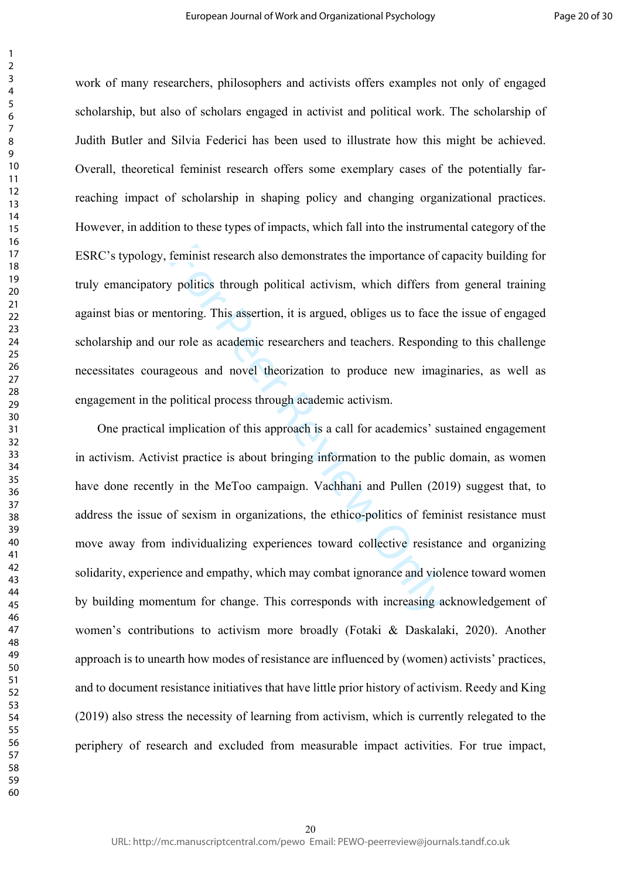work of many researchers, philosophers and activists offers examples not only of engaged scholarship, but also of scholars engaged in activist and political work. The scholarship of Judith Butler and Silvia Federici has been used to illustrate how this might be achieved. Overall, theoretical feminist research offers some exemplary cases of the potentially far-reaching impact of scholarship in shaping policy and changing organizational practices. However, in addition to these types of impacts, which fall into the instrumental category of the ESRC's typology, feminist research also demonstrates the importance of capacity building for truly emancipatory politics through political activism, which differs from general training against bias or mentoring. This assertion, it is argued, obliges us to face the issue of engaged scholarship and our role as academic researchers and teachers. Responding to this challenge necessitates courageous and novel theorization to produce new imaginaries, as well as engagement in the political process through academic activism.

One practical implication of this approach is a call for academics' sustained engagement in activism. Activist practice is about bringing information to the public domain, as women have done recently in the MeToo campaign. Vachhani and Pullen (2019) suggest that, to address the issue of sexism in organizations, the ethico-politics of feminist resistance must move away from individualizing experiences toward collective resistance and organizing solidarity, experience and empathy, which may combat ignorance and violence toward women by building momentum for change. This corresponds with increasing acknowledgement of women's contributions to activism more broadly (Fotaki & Daskalaki, 2020). Another approach is to unearth how modes of resistance are influenced by (women) activists' practices, and to document resistance initiatives that have little prior history of activism. Reedy and King (2019) also stress the necessity of learning from activism, which is currently relegated to the periphery of research and excluded from measurable impact activities. For true impact,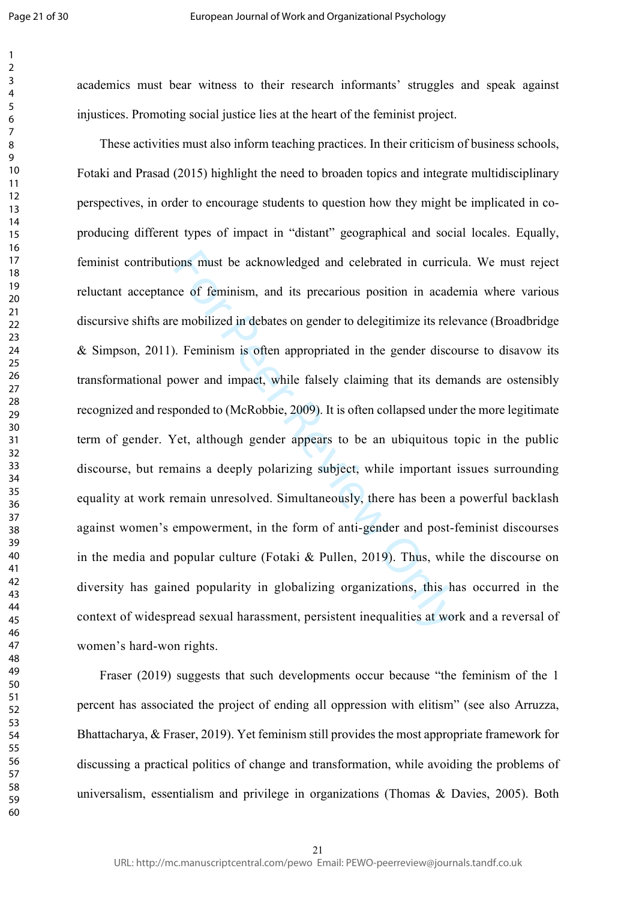academics must bear witness to their research informants' struggles and speak against injustices. Promoting social justice lies at the heart of the feminist project.

These activities must also inform teaching practices. In their criticism of business schools, Fotaki and Prasad (2015) highlight the need to broaden topics and integrate multidisciplinary perspectives, in order to encourage students to question how they might be implicated in co-producing different types of impact in "distant" geographical and social locales. Equally, feminist contributions must be acknowledged and celebrated in curricula. We must reject reluctant acceptance of feminism, and its precarious position in academia where various discursive shifts are mobilized in debates on gender to delegitimize its relevance (Broadbridge & Simpson, 2011). Feminism is often appropriated in the gender discourse to disavow its transformational power and impact, while falsely claiming that its demands are ostensibly recognized and responded to (McRobbie, 2009). It is often collapsed under the more legitimate term of gender. Yet, although gender appears to be an ubiquitous topic in the public discourse, but remains a deeply polarizing subject, while important issues surrounding equality at work remain unresolved. Simultaneously, there has been a powerful backlash against women's empowerment, in the form of anti-gender and post-feminist discourses in the media and popular culture (Fotaki & Pullen, 2019). Thus, while the discourse on diversity has gained popularity in globalizing organizations, this has occurred in the context of widespread sexual harassment, persistent inequalities at work and a reversal of women's hard-won rights.

Fraser (2019) suggests that such developments occur because "the feminism of the 1 percent has associated the project of ending all oppression with elitism" (see also Arruzza, Bhattacharya, & Fraser, 2019). Yet feminism still provides the most appropriate framework for discussing a practical politics of change and transformation, while avoiding the problems of universalism, essentialism and privilege in organizations (Thomas & Davies, 2005). Both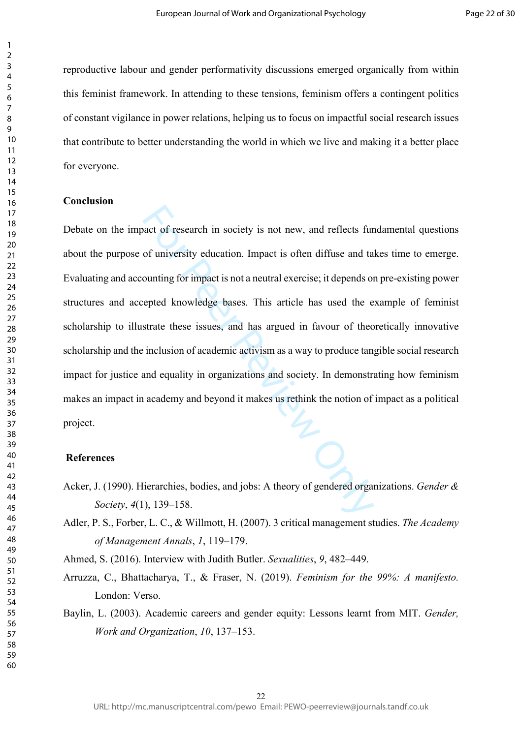reproductive labour and gender performativity discussions emerged organically from within this feminist framework. In attending to these tensions, feminism offers a contingent politics of constant vigilance in power relations, helping us to focus on impactful social research issues that contribute to better understanding the world in which we live and making it a better place for everyone.

## Conclusion

Debate on the impact of research in society is not new, and reflects fundamental questions about the purpose of university education. Impact is often diffuse and takes time to emerge. Evaluating and accounting for impact is not a neutral exercise; it depends on pre-existing power structures and accepted knowledge bases. This article has used the example of feminist scholarship to illustrate these issues, and has argued in favour of theoretically innovative scholarship and the inclusion of academic activism as a way to produce tangible social research impact for justice and equality in organizations and society. In demonstrating how feminism makes an impact in academy and beyond it makes us rethink the notion of impact as a political project.

## References

Acker, J. (1990). Hierarchies, bodies, and jobs: A theory of gendered organizations. *Gender & Society*, *4*(1), 139–158.

Adler, P. S., Forber, L. C., & Willmott, H. (2007). 3 critical management studies. *The Academy of Management Annals*, *1*, 119–179.

Ahmed, S. (2016). Interview with Judith Butler. *Sexualities*, *9*, 482–449.

Arruzza, C., Bhattacharya, T., & Fraser, N. (2019). *Feminism for the 99%: A manifesto.* London: Verso.

Baylin, L. (2003). Academic careers and gender equity: Lessons learnt from MIT. *Gender, Work and Organization*, *10*, 137–153.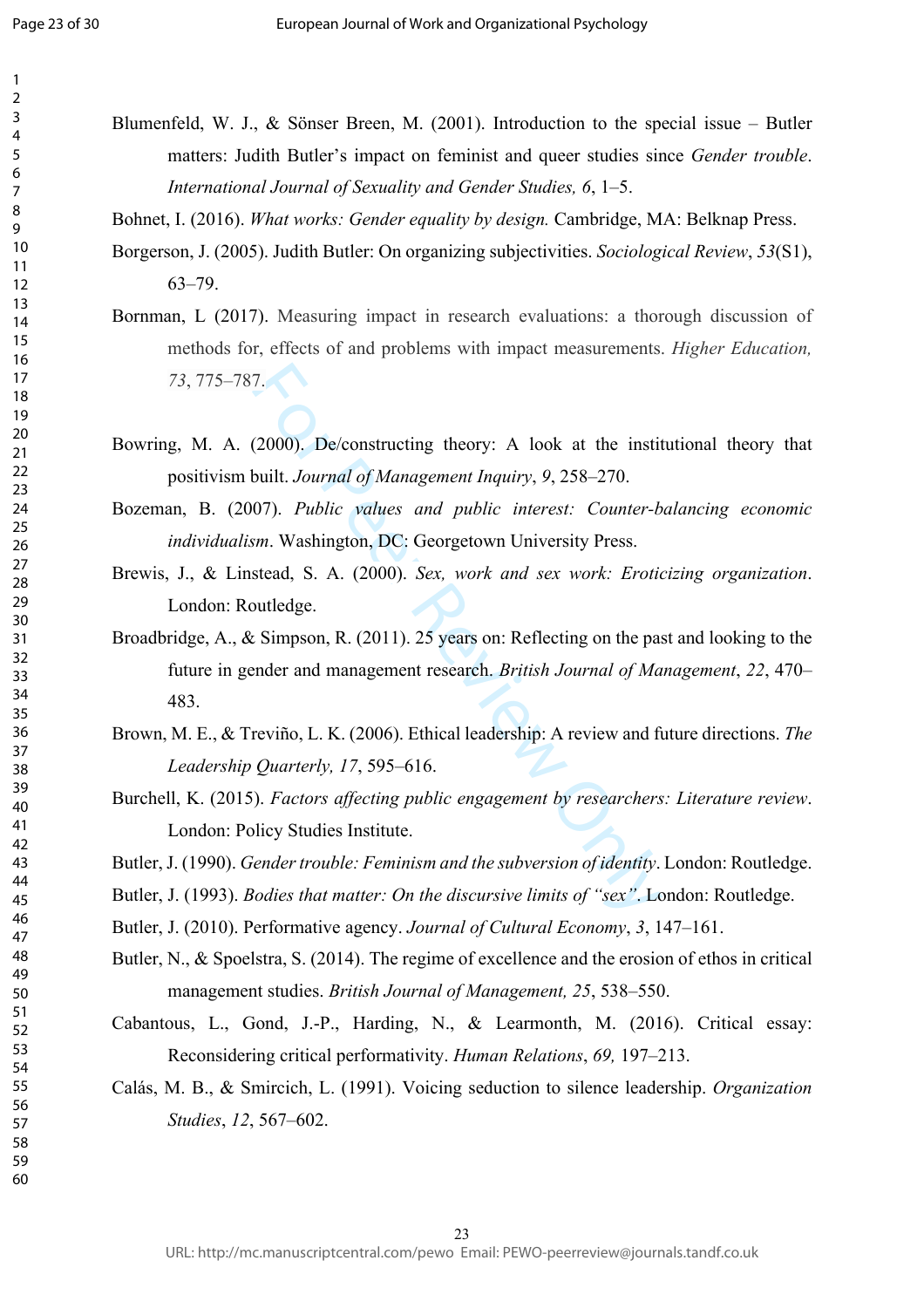Blumenfeld, W. J., & Sönser Breen, M. (2001). Introduction to the special issue – Butler matters: Judith Butler's impact on feminist and queer studies since *Gender trouble*. *International Journal of Sexuality and Gender Studies, 6*, 1–5.

Bohnet, I. (2016). *What works: Gender equality by design.* Cambridge, MA: Belknap Press.

Borgerson, J. (2005). Judith Butler: On organizing subjectivities. *Sociological Review*, *53*(S1), 63–79.

Bornman, L (2017). Measuring impact in research evaluations: a thorough discussion of methods for, effects of and problems with impact measurements. *Higher Education, 73*, 775–787.

Bowring, M. A. (2000). De/constructing theory: A look at the institutional theory that positivism built. *Journal of Management Inquiry*, *9*, 258–270.

Bozeman, B. (2007). *Public values and public interest: Counter-balancing economic individualism*. Washington, DC: Georgetown University Press.

Brewis, J., & Linstead, S. A. (2000). *Sex, work and sex work: Eroticizing organization*. London: Routledge.

Broadbridge, A., & Simpson, R. (2011). 25 years on: Reflecting on the past and looking to the future in gender and management research. *British Journal of Management*, *22*, 470–483.

Brown, M. E., & Treviño, L. K. (2006). Ethical leadership: A review and future directions. *The Leadership Quarterly, 17*, 595–616.

Burchell, K. (2015). *Factors affecting public engagement by researchers: Literature review*. London: Policy Studies Institute.

Butler, J. (1990). *Gender trouble: Feminism and the subversion of identity*. London: Routledge.

Butler, J. (1993). *Bodies that matter: On the discursive limits of "sex"*. London: Routledge.

Butler, J. (2010). Performative agency. *Journal of Cultural Economy*, *3*, 147–161.

Butler, N., & Spoelstra, S. (2014). The regime of excellence and the erosion of ethos in critical management studies. *British Journal of Management, 25*, 538–550.

Cabantous, L., Gond, J.-P., Harding, N., & Learmonth, M. (2016). Critical essay: Reconsidering critical performativity. *Human Relations*, *69,* 197–213.

Calás, M. B., & Smircich, L. (1991). Voicing seduction to silence leadership. *Organization Studies*, *12*, 567–602.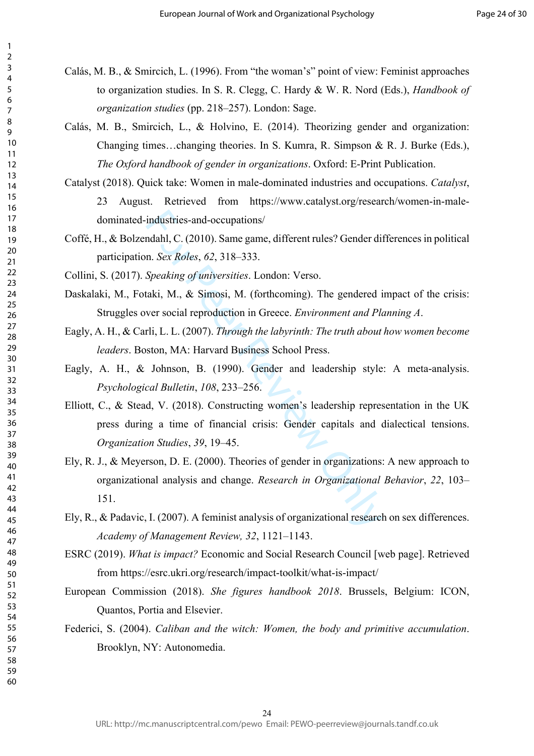Calás, M. B., & Smircich, L. (1996). From "the woman's" point of view: Feminist approaches to organization studies. In S. R. Clegg, C. Hardy & W. R. Nord (Eds.), *Handbook of organization studies* (pp. 218–257). London: Sage.

Calás, M. B., Smircich, L., & Holvino, E. (2014). Theorizing gender and organization: Changing times…changing theories. In S. Kumra, R. Simpson & R. J. Burke (Eds.), *The Oxford handbook of gender in organizations*. Oxford: E-Print Publication.

Catalyst (2018). Quick take: Women in male-dominated industries and occupations. *Catalyst*, 23 August. Retrieved from https://www.catalyst.org/research/women-in-male-dominated-industries-and-occupations/

Coffé, H., & Bolzendahl, C. (2010). Same game, different rules? Gender differences in political participation. *Sex Roles*, *62*, 318–333.

Collini, S. (2017). *Speaking of universities*. London: Verso.

Daskalaki, M., Fotaki, M., & Simosi, M. (forthcoming). The gendered impact of the crisis: Struggles over social reproduction in Greece. *Environment and Planning A*.

Eagly, A. H., & Carli, L. L. (2007). *Through the labyrinth: The truth about how women become leaders*. Boston, MA: Harvard Business School Press.

Eagly, A. H., & Johnson, B. (1990). Gender and leadership style: A meta-analysis. *Psychological Bulletin*, *108*, 233–256.

Elliott, C., & Stead, V. (2018). Constructing women's leadership representation in the UK press during a time of financial crisis: Gender capitals and dialectical tensions. *Organization Studies*, *39*, 19–45.

Ely, R. J., & Meyerson, D. E. (2000). Theories of gender in organizations: A new approach to organizational analysis and change. *Research in Organizational Behavior*, *22*, 103–151.

Ely, R., & Padavic, I. (2007). A feminist analysis of organizational research on sex differences. *Academy of Management Review, 32*, 1121–1143.

ESRC (2019). *What is impact?* Economic and Social Research Council [web page]. Retrieved from https://esrc.ukri.org/research/impact-toolkit/what-is-impact/

European Commission (2018). *She figures handbook 2018*. Brussels, Belgium: ICON, Quantos, Portia and Elsevier.

Federici, S. (2004). *Caliban and the witch: Women, the body and primitive accumulation*. Brooklyn, NY: Autonomedia.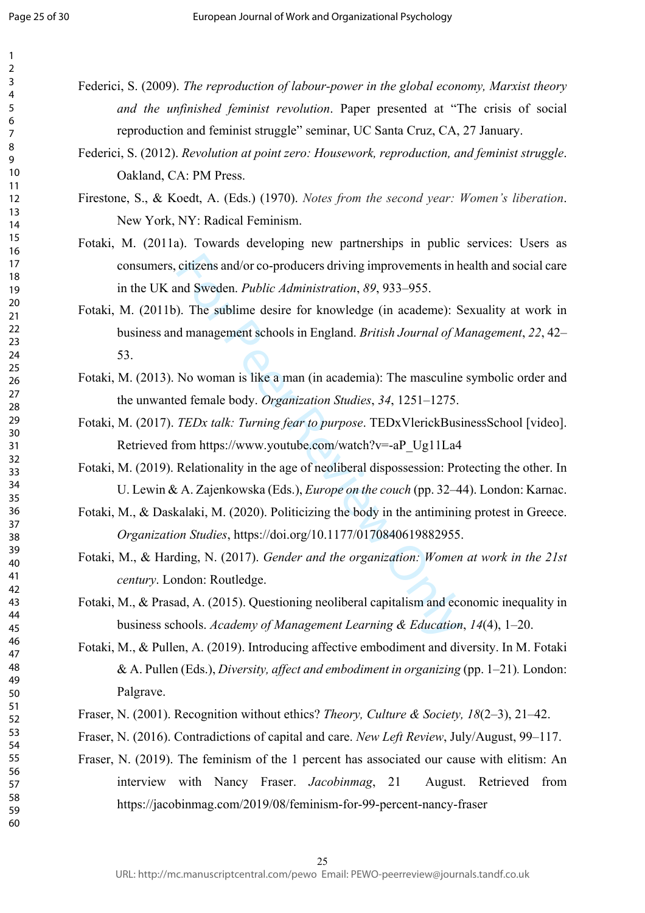Federici, S. (2009). *The reproduction of labour-power in the global economy, Marxist theory and the unfinished feminist revolution*. Paper presented at "The crisis of social reproduction and feminist struggle" seminar, UC Santa Cruz, CA, 27 January.

Federici, S. (2012). *Revolution at point zero: Housework, reproduction, and feminist struggle*. Oakland, CA: PM Press.

Firestone, S., & Koedt, A. (Eds.) (1970). *Notes from the second year: Women's liberation*. New York, NY: Radical Feminism.

Fotaki, M. (2011a). Towards developing new partnerships in public services: Users as consumers, citizens and/or co-producers driving improvements in health and social care in the UK and Sweden. *Public Administration*, *89*, 933–955.

Fotaki, M. (2011b). The sublime desire for knowledge (in academe): Sexuality at work in business and management schools in England. *British Journal of Management*, *22*, 42–53.

Fotaki, M. (2013). No woman is like a man (in academia): The masculine symbolic order and the unwanted female body. *Organization Studies*, *34*, 1251–1275.

Fotaki, M. (2017). *TEDx talk: Turning fear to purpose*. TEDxVlerickBusinessSchool [video]. Retrieved from https://www.youtube.com/watch?v=-aP_Ug11La4

Fotaki, M. (2019). Relationality in the age of neoliberal dispossession: Protecting the other. In U. Lewin & A. Zajenkowska (Eds.), *Europe on the couch* (pp. 32–44). London: Karnac.

Fotaki, M., & Daskalaki, M. (2020). Politicizing the body in the antimining protest in Greece. *Organization Studies*, https://doi.org/10.1177/0170840619882955.

Fotaki, M., & Harding, N. (2017). *Gender and the organization: Women at work in the 21st century*. London: Routledge.

Fotaki, M., & Prasad, A. (2015). Questioning neoliberal capitalism and economic inequality in business schools. *Academy of Management Learning & Education*, *14*(4), 1–20.

Fotaki, M., & Pullen, A. (2019). Introducing affective embodiment and diversity. In M. Fotaki & A. Pullen (Eds.), *Diversity, affect and embodiment in organizing* (pp. 1–21). London: Palgrave.

Fraser, N. (2001). Recognition without ethics? *Theory, Culture & Society, 18*(2–3), 21–42.

Fraser, N. (2016). Contradictions of capital and care. *New Left Review*, July/August, 99–117.

Fraser, N. (2019). The feminism of the 1 percent has associated our cause with elitism: An interview with Nancy Fraser. *Jacobinmag*, 21 August. Retrieved from https://jacobinmag.com/2019/08/feminism-for-99-percent-nancy-fraser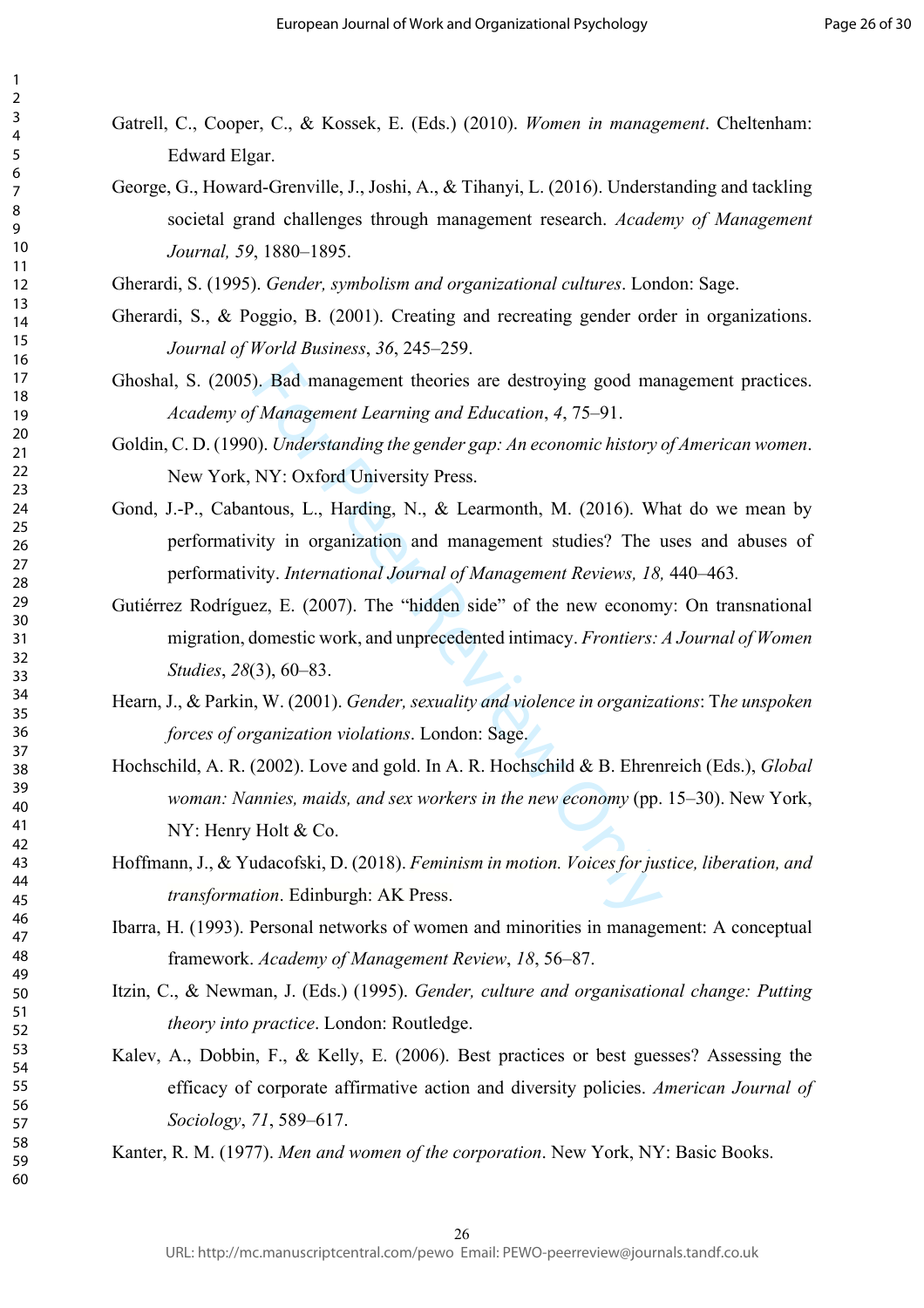Gatrell, C., Cooper, C., & Kossek, E. (Eds.) (2010). *Women in management*. Cheltenham: Edward Elgar.

George, G., Howard-Grenville, J., Joshi, A., & Tihanyi, L. (2016). Understanding and tackling societal grand challenges through management research. *Academy of Management Journal, 59*, 1880–1895.

Gherardi, S. (1995). *Gender, symbolism and organizational cultures*. London: Sage.

Gherardi, S., & Poggio, B. (2001). Creating and recreating gender order in organizations. *Journal of World Business*, *36*, 245–259.

Ghoshal, S. (2005). Bad management theories are destroying good management practices. *Academy of Management Learning and Education*, *4*, 75–91.

Goldin, C. D. (1990). *Understanding the gender gap: An economic history of American women*. New York, NY: Oxford University Press.

Gond, J.-P., Cabantous, L., Harding, N., & Learmonth, M. (2016). What do we mean by performativity in organization and management studies? The uses and abuses of performativity. *International Journal of Management Reviews, 18,* 440–463.

Gutiérrez Rodríguez, E. (2007). The "hidden side" of the new economy: On transnational migration, domestic work, and unprecedented intimacy. *Frontiers: A Journal of Women Studies*, *28*(3), 60–83.

Hearn, J., & Parkin, W. (2001). *Gender, sexuality and violence in organizations*: T*he unspoken forces of organization violations*. London: Sage.

Hochschild, A. R. (2002). Love and gold. In A. R. Hochschild & B. Ehrenreich (Eds.), *Global woman: Nannies, maids, and sex workers in the new economy* (pp. 15–30). New York, NY: Henry Holt & Co.

Hoffmann, J., & Yudacofski, D. (2018). *Feminism in motion. Voices for justice, liberation, and transformation*. Edinburgh: AK Press.

Ibarra, H. (1993). Personal networks of women and minorities in management: A conceptual framework. *Academy of Management Review*, *18*, 56–87.

Itzin, C., & Newman, J. (Eds.) (1995). *Gender, culture and organisational change: Putting theory into practice*. London: Routledge.

Kalev, A., Dobbin, F., & Kelly, E. (2006). Best practices or best guesses? Assessing the efficacy of corporate affirmative action and diversity policies. *American Journal of Sociology*, *71*, 589–617.

Kanter, R. M. (1977). *Men and women of the corporation*. New York, NY: Basic Books.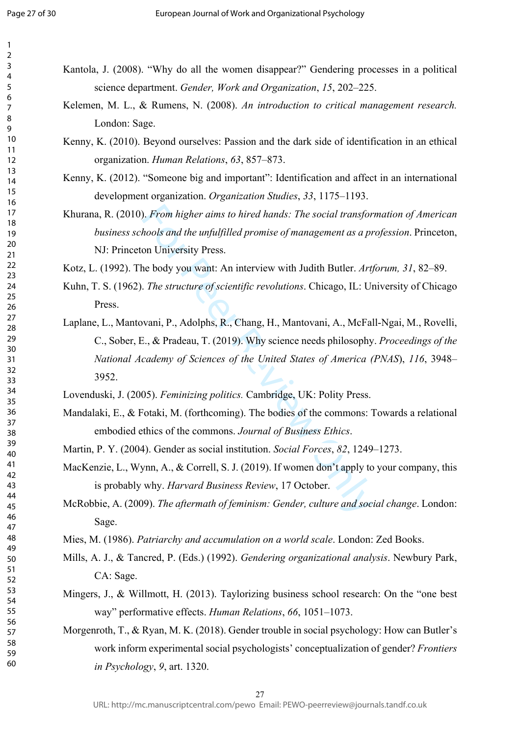Kantola, J. (2008). "Why do all the women disappear?" Gendering processes in a political science department. *Gender, Work and Organization*, *15*, 202–225.

Kelemen, M. L., & Rumens, N. (2008). *An introduction to critical management research.* London: Sage.

Kenny, K. (2010). Beyond ourselves: Passion and the dark side of identification in an ethical organization. *Human Relations*, *63*, 857–873.

Kenny, K. (2012). "Someone big and important": Identification and affect in an international development organization. *Organization Studies*, *33*, 1175–1193.

Khurana, R. (2010). *From higher aims to hired hands: The social transformation of American business schools and the unfulfilled promise of management as a profession*. Princeton, NJ: Princeton University Press.

Kotz, L. (1992). The body you want: An interview with Judith Butler. *Artforum, 31*, 82–89.

Kuhn, T. S. (1962). *The structure of scientific revolutions*. Chicago, IL: University of Chicago Press.

Laplane, L., Mantovani, P., Adolphs, R., Chang, H., Mantovani, A., McFall-Ngai, M., Rovelli, C., Sober, E., & Pradeau, T. (2019). Why science needs philosophy. *Proceedings of the National Academy of Sciences of the United States of America (PNAS*), *116*, 3948–3952.

Lovenduski, J. (2005). *Feminizing politics.* Cambridge, UK: Polity Press.

Mandalaki, E., & Fotaki, M. (forthcoming). The bodies of the commons: Towards a relational embodied ethics of the commons. *Journal of Business Ethics*.

Martin, P. Y. (2004). Gender as social institution. *Social Forces*, *82*, 1249–1273.

MacKenzie, L., Wynn, A., & Correll, S. J. (2019). If women don't apply to your company, this is probably why. *Harvard Business Review*, 17 October.

McRobbie, A. (2009). *The aftermath of feminism: Gender, culture and social change*. London: Sage.

Mies, M. (1986). *Patriarchy and accumulation on a world scale*. London: Zed Books.

Mills, A. J., & Tancred, P. (Eds.) (1992). *Gendering organizational analysis*. Newbury Park, CA: Sage.

Mingers, J., & Willmott, H. (2013). Taylorizing business school research: On the "one best way" performative effects. *Human Relations*, *66*, 1051–1073.

Morgenroth, T., & Ryan, M. K. (2018). Gender trouble in social psychology: How can Butler's work inform experimental social psychologists' conceptualization of gender? *Frontiers in Psychology*, *9*, art. 1320.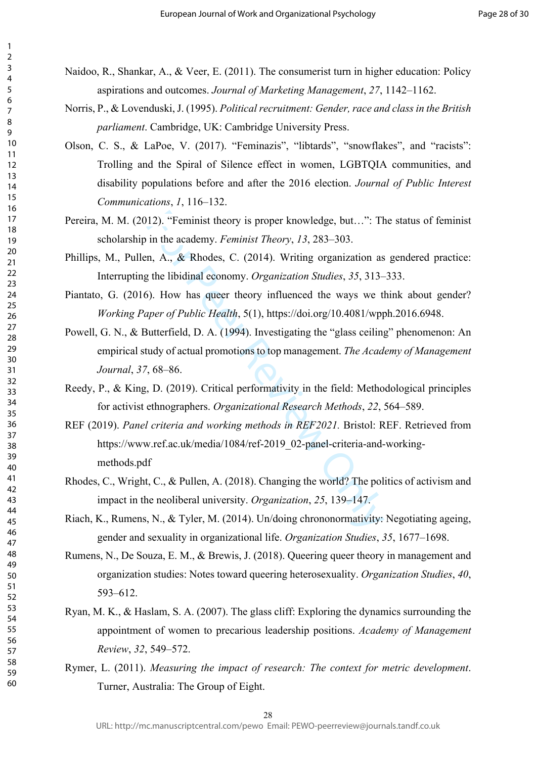Naidoo, R., Shankar, A., & Veer, E. (2011). The consumerist turn in higher education: Policy aspirations and outcomes. *Journal of Marketing Management*, *27*, 1142–1162.

Norris, P., & Lovenduski, J. (1995). *Political recruitment: Gender, race and class in the British parliament*. Cambridge, UK: Cambridge University Press.

Olson, C. S., & LaPoe, V. (2017). "Feminazis", "libtards", "snowflakes", and "racists": Trolling and the Spiral of Silence effect in women, LGBTQIA communities, and disability populations before and after the 2016 election. *Journal of Public Interest Communications*, *1*, 116–132.

Pereira, M. M. (2012). "Feminist theory is proper knowledge, but…": The status of feminist scholarship in the academy. *Feminist Theory*, *13*, 283–303.

Phillips, M., Pullen, A., & Rhodes, C. (2014). Writing organization as gendered practice: Interrupting the libidinal economy. *Organization Studies*, *35*, 313–333.

Piantato, G. (2016). How has queer theory influenced the ways we think about gender? *Working Paper of Public Health*, 5(1), https://doi.org/10.4081/wpph.2016.6948.

Powell, G. N., & Butterfield, D. A. (1994). Investigating the "glass ceiling" phenomenon: An empirical study of actual promotions to top management. *The Academy of Management Journal*, *37*, 68–86.

Reedy, P., & King, D. (2019). Critical performativity in the field: Methodological principles for activist ethnographers. *Organizational Research Methods*, *22*, 564–589.

REF (2019). *Panel criteria and working methods in REF2021.* Bristol: REF. Retrieved from https://www.ref.ac.uk/media/1084/ref-2019_02-panel-criteria-and-working-methods.pdf

Rhodes, C., Wright, C., & Pullen, A. (2018). Changing the world? The politics of activism and impact in the neoliberal university. *Organization*, *25*, 139–147.

Riach, K., Rumens, N., & Tyler, M. (2014). Un/doing chrononormativity: Negotiating ageing, gender and sexuality in organizational life. *Organization Studies*, *35*, 1677–1698.

Rumens, N., De Souza, E. M., & Brewis, J. (2018). Queering queer theory in management and organization studies: Notes toward queering heterosexuality. *Organization Studies*, *40*, 593–612.

Ryan, M. K., & Haslam, S. A. (2007). The glass cliff: Exploring the dynamics surrounding the appointment of women to precarious leadership positions. *Academy of Management Review*, *32*, 549–572.

Rymer, L. (2011). *Measuring the impact of research: The context for metric development*. Turner, Australia: The Group of Eight.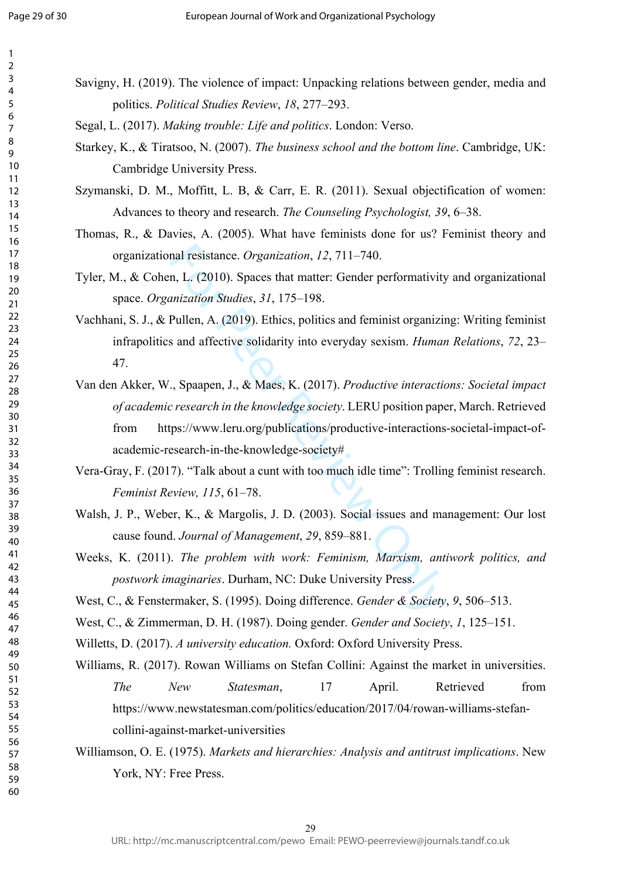Savigny, H. (2019). The violence of impact: Unpacking relations between gender, media and politics. *Political Studies Review*, *18*, 277–293.

Segal, L. (2017). *Making trouble: Life and politics*. London: Verso.

Starkey, K., & Tiratsoo, N. (2007). *The business school and the bottom line*. Cambridge, UK: Cambridge University Press.

Szymanski, D. M., Moffitt, L. B, & Carr, E. R. (2011). Sexual objectification of women: Advances to theory and research. *The Counseling Psychologist, 39*, 6–38.

Thomas, R., & Davies, A. (2005). What have feminists done for us? Feminist theory and organizational resistance. *Organization*, *12*, 711–740.

Tyler, M., & Cohen, L. (2010). Spaces that matter: Gender performativity and organizational space. *Organization Studies*, *31*, 175–198.

Vachhani, S. J., & Pullen, A. (2019). Ethics, politics and feminist organizing: Writing feminist infrapolitics and affective solidarity into everyday sexism. *Human Relations*, *72*, 23–47.

Van den Akker, W., Spaapen, J., & Maes, K. (2017). *Productive interactions: Societal impact of academic research in the knowledge society*. LERU position paper, March. Retrieved from https://www.leru.org/publications/productive-interactions-societal-impact-of-academic-research-in-the-knowledge-society#

Vera-Gray, F. (2017). "Talk about a cunt with too much idle time": Trolling feminist research. *Feminist Review, 115*, 61–78.

Walsh, J. P., Weber, K., & Margolis, J. D. (2003). Social issues and management: Our lost cause found. *Journal of Management*, *29*, 859–881.

Weeks, K. (2011). *The problem with work: Feminism, Marxism, antiwork politics, and postwork imaginaries*. Durham, NC: Duke University Press.

West, C., & Fenstermaker, S. (1995). Doing difference. *Gender & Society*, *9*, 506–513.

West, C., & Zimmerman, D. H. (1987). Doing gender. *Gender and Society*, *1*, 125–151.

Willetts, D. (2017). *A university education.* Oxford: Oxford University Press.

Williams, R. (2017). Rowan Williams on Stefan Collini: Against the market in universities. *The New Statesman*, 17 April. Retrieved from https://www.newstatesman.com/politics/education/2017/04/rowan-williams-stefan-collini-against-market-universities

Williamson, O. E. (1975). *Markets and hierarchies: Analysis and antitrust implications*. New York, NY: Free Press.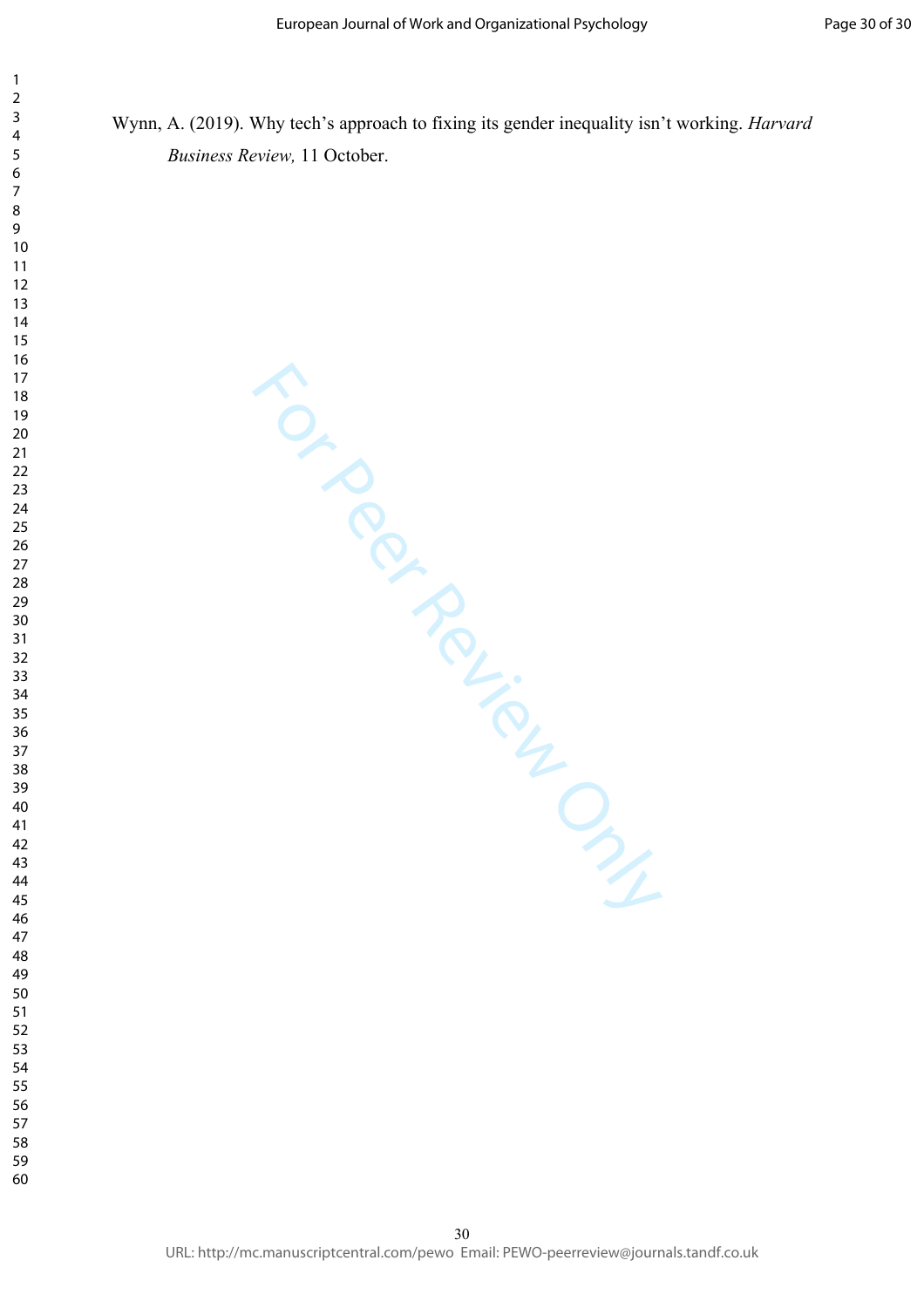Wynn, A. (2019). Why tech's approach to fixing its gender inequality isn't working. *Harvard Business Review,* 11 October.